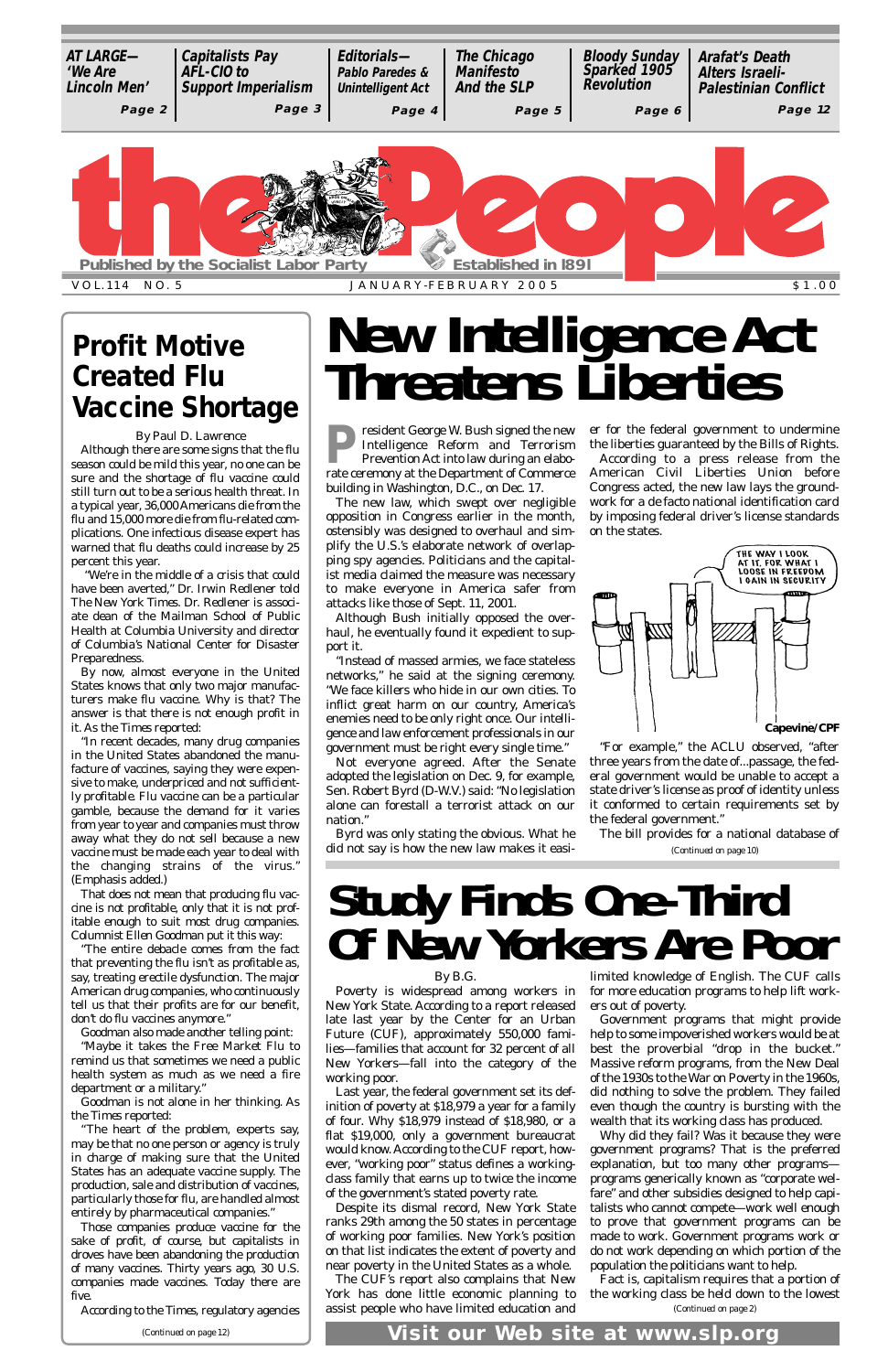AT LARGE—'We Are Lincoln Men' Page 2 | Capitalists Pay AFL-CIO to Support Imperialism Page 3 | Editorials—Pablo Paredes & Unintelligent Act Page 4 | The Chicago Manifesto And the SLP Page 5 | Bloody Sunday Sparked 1905 Revolution Page 6 | Arafat's Death Alters Israeli-Palestinian Conflict Page 12

# the People

Published by the Socialist Labor Party — Established in 1891

VOL.114 NO. 5 — JANUARY-FEBRUARY 2005 — $1.00

# New Intelligence Act Threatens Liberties

President George W. Bush signed the new Intelligence Reform and Terrorism Prevention Act into law during an elaborate ceremony at the Department of Commerce building in Washington, D.C., on Dec. 17.

The new law, which swept over negligible opposition in Congress earlier in the month, ostensibly was designed to overhaul and simplify the U.S.'s elaborate network of overlapping spy agencies. Politicians and the capitalist media claimed the measure was necessary to make everyone in America safer from attacks like those of Sept. 11, 2001.

Although Bush initially opposed the overhaul, he eventually found it expedient to support it.

"Instead of massed armies, we face stateless networks," he said at the signing ceremony. "We face killers who hide in our own cities. To inflict great harm on our country, America's enemies need to be only right once. Our intelligence and law enforcement professionals in our government must be right every single time."

Not everyone agreed. After the Senate adopted the legislation on Dec. 9, for example, Sen. Robert Byrd (D-W.V.) said: "No legislation alone can forestall a terrorist attack on our nation."

Byrd was only stating the obvious. What he did not say is how the new law makes it easier for the federal government to undermine the liberties guaranteed by the Bills of Rights.

According to a press release from the American Civil Liberties Union before Congress acted, the new law lays the groundwork for a de facto national identification card by imposing federal driver's license standards on the states.

THE WAY I LOOK AT IT, FOR WHAT I LOOSE IN FREEDOM I GAIN IN SECURITY

Capevine/CPF

"For example," the ACLU observed, "after three years from the date of...passage, the federal government would be unable to accept a state driver's license as proof of identity unless it conformed to certain requirements set by the federal government."

The bill provides for a national database of

(Continued on page 10)

# Profit Motive Created Flu Vaccine Shortage

By Paul D. Lawrence

Although there are some signs that the flu season could be mild this year, no one can be sure and the shortage of flu vaccine could still turn out to be a serious health threat. In a typical year, 36,000 Americans die from the flu and 15,000 more die from flu-related complications. One infectious disease expert has warned that flu deaths could increase by 25 percent this year.

"We're in the middle of a crisis that could have been averted," Dr. Irwin Redlener told The New York Times. Dr. Redlener is associate dean of the Mailman School of Public Health at Columbia University and director of Columbia's National Center for Disaster Preparedness.

By now, almost everyone in the United States knows that only two major manufacturers make flu vaccine. Why is that? The answer is that there is not enough profit in it. As the Times reported:

"In recent decades, many drug companies in the United States abandoned the manufacture of vaccines, saying they were expensive to make, underpriced and not sufficiently profitable. Flu vaccine can be a particular gamble, because the demand for it varies from year to year and companies must throw away what they do not sell because a new vaccine must be made each year to deal with *the changing strains of the virus*." (Emphasis added.)

That does not mean that producing flu vaccine is not profitable, only that it is not profitable enough to suit most drug companies. Columnist Ellen Goodman put it this way:

"The entire debacle comes from the fact that preventing the flu isn't as profitable as, say, treating erectile dysfunction. The major American drug companies, who continuously tell us that their profits are for our benefit, don't do flu vaccines anymore."

Goodman also made another telling point:

"Maybe it takes the Free Market Flu to remind us that sometimes we need a public health system as much as we need a fire department or a military."

Goodman is not alone in her thinking. As the Times reported:

"The heart of the problem, experts say, may be that no one person or agency is truly in charge of making sure that the United States has an adequate vaccine supply. The production, sale and distribution of vaccines, particularly those for flu, are handled almost entirely by pharmaceutical companies."

Those companies produce vaccine for the sake of profit, of course, but capitalists in droves have been abandoning the production of many vaccines. Thirty years ago, 30 U.S. companies made vaccines. Today there are five.

According to the Times, regulatory agencies

(Continued on page 12)

# Study Finds One-Third Of New Yorkers Are Poor

By B.G.

Poverty is widespread among workers in New York State. According to a report released late last year by the Center for an Urban Future (CUF), approximately 550,000 families—families that account for 32 percent of all New Yorkers—fall into the category of the working poor.

Last year, the federal government set its definition of poverty at $18,979 a year for a family of four. Why $18,979 instead of $18,980, or a flat $19,000, only a government bureaucrat would know. According to the CUF report, however, "working poor" status defines a working-class family that earns up to twice the income of the government's stated poverty rate.

Despite its dismal record, New York State ranks 29th among the 50 states in percentage of working poor families. New York's position on that list indicates the extent of poverty and near poverty in the United States as a whole.

The CUF's report also complains that New York has done little economic planning to assist people who have limited education and limited knowledge of English. The CUF calls for more education programs to help lift workers out of poverty.

Government programs that might provide help to some impoverished workers would be at best the proverbial "drop in the bucket." Massive reform programs, from the New Deal of the 1930s to the War on Poverty in the 1960s, did nothing to solve the problem. They failed even though the country is bursting with the wealth that its working class has produced.

Why did they fail? Was it because they were government programs? That is the preferred explanation, but too many other programs—programs generically known as "corporate welfare" and other subsidies designed to help capitalists who cannot compete—work well enough to prove that government programs can be made to work. Government programs work or do not work depending on which portion of the population the politicians want to help.

Fact is, capitalism requires that a portion of the working class be held down to the lowest

(Continued on page 2)

Visit our Web site at www.slp.org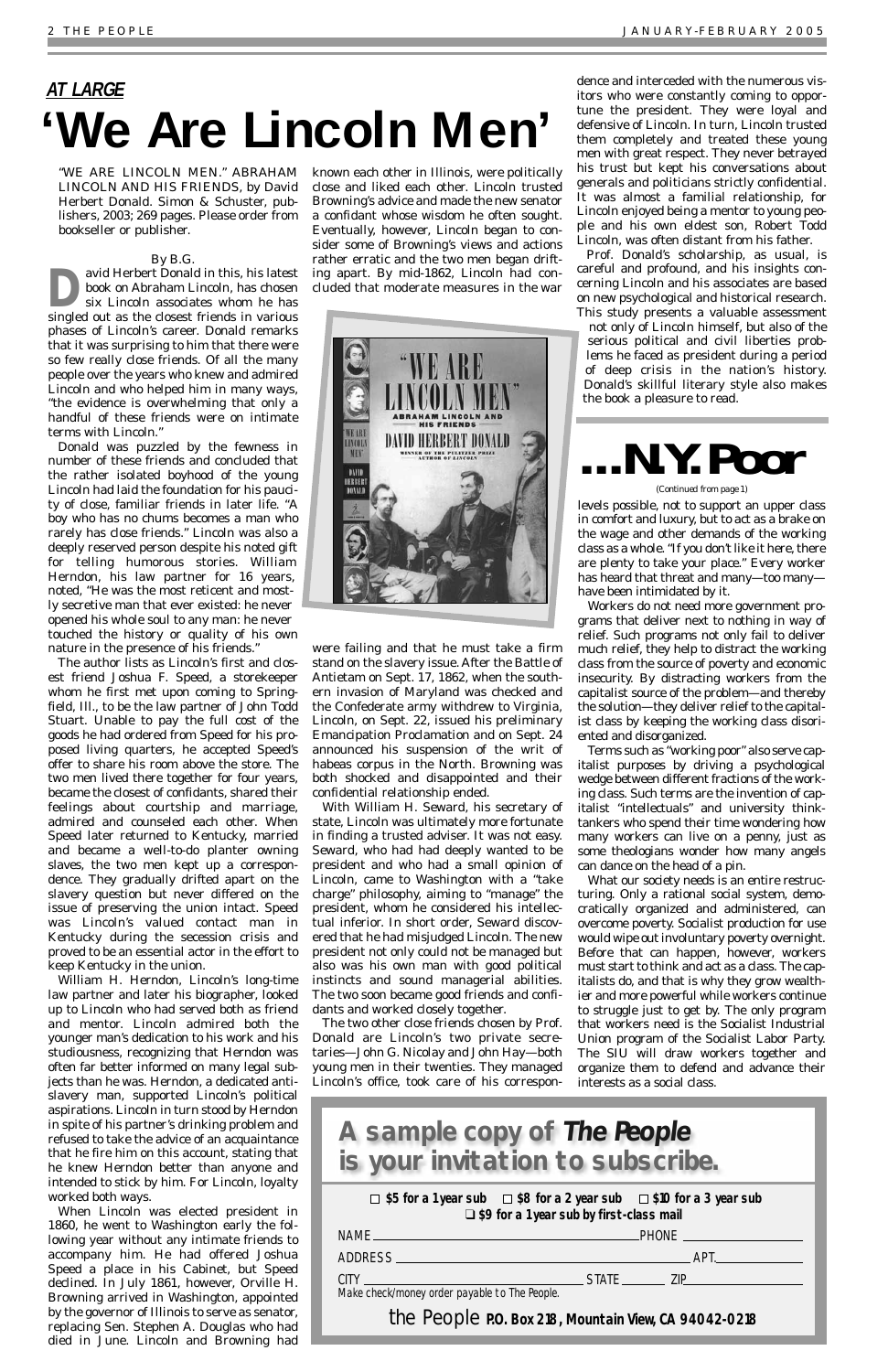## AT LARGE

# 'We Are Lincoln Men'

"WE ARE LINCOLN MEN." ABRAHAM LINCOLN AND HIS FRIENDS, by David Herbert Donald. Simon & Schuster, publishers, 2003; 269 pages. Please order from bookseller or publisher.

By B.G.

David Herbert Donald in this, his latest book on Abraham Lincoln, has chosen six Lincoln associates whom he has singled out as the closest friends in various phases of Lincoln's career. Donald remarks that it was surprising to him that there were so few really close friends. Of all the many people over the years who knew and admired Lincoln and who helped him in many ways, "the evidence is overwhelming that only a handful of these friends were on intimate terms with Lincoln."

Donald was puzzled by the fewness in number of these friends and concluded that the rather isolated boyhood of the young Lincoln had laid the foundation for his paucity of close, familiar friends in later life. "A boy who has no chums becomes a man who rarely has close friends." Lincoln was also a deeply reserved person despite his noted gift for telling humorous stories. William Herndon, his law partner for 16 years, noted, "He was the most reticent and mostly secretive man that ever existed: he never opened his whole soul to any man: he never touched the history or quality of his own nature in the presence of his friends."

The author lists as Lincoln's first and closest friend Joshua F. Speed, a storekeeper whom he first met upon coming to Springfield, Ill., to be the law partner of John Todd Stuart. Unable to pay the full cost of the goods he had ordered from Speed for his proposed living quarters, he accepted Speed's offer to share his room above the store. The two men lived there together for four years, became the closest of confidants, shared their feelings about courtship and marriage, admired and counseled each other. When Speed later returned to Kentucky, married and became a well-to-do planter owning slaves, the two men kept up a correspondence. They gradually drifted apart on the slavery question but never differed on the issue of preserving the union intact. Speed was Lincoln's valued contact man in Kentucky during the secession crisis and proved to be an essential actor in the effort to keep Kentucky in the union.

William H. Herndon, Lincoln's long-time law partner and later his biographer, looked up to Lincoln who had served both as friend and mentor. Lincoln admired both the younger man's dedication to his work and his studiousness, recognizing that Herndon was often far better informed on many legal subjects than he was. Herndon, a dedicated antislavery man, supported Lincoln's political aspirations. Lincoln in turn stood by Herndon in spite of his partner's drinking problem and refused to take the advice of an acquaintance that he fire him on this account, stating that he knew Herndon better than anyone and intended to stick by him. For Lincoln, loyalty worked both ways.

When Lincoln was elected president in 1860, he went to Washington early the following year without any intimate friends to accompany him. He had offered Joshua Speed a place in his Cabinet, but Speed declined. In July 1861, however, Orville H. Browning arrived in Washington, appointed by the governor of Illinois to serve as senator, replacing Sen. Stephen A. Douglas who had died in June. Lincoln and Browning had known each other in Illinois, were politically close and liked each other. Lincoln trusted Browning's advice and made the new senator a confidant whose wisdom he often sought. Eventually, however, Lincoln began to consider some of Browning's views and actions rather erratic and the two men began drifting apart. By mid-1862, Lincoln had concluded that moderate measures in the war were failing and that he must take a firm stand on the slavery issue. After the Battle of Antietam on Sept. 17, 1862, when the southern invasion of Maryland was checked and the Confederate army withdrew to Virginia, Lincoln, on Sept. 22, issued his preliminary Emancipation Proclamation and on Sept. 24 announced his suspension of the writ of habeas corpus in the North. Browning was both shocked and disappointed and their confidential relationship ended.

With William H. Seward, his secretary of state, Lincoln was ultimately more fortunate in finding a trusted adviser. It was not easy. Seward, who had had deeply wanted to be president and who had a small opinion of Lincoln, came to Washington with a "take charge" philosophy, aiming to "manage" the president, whom he considered his intellectual inferior. In short order, Seward discovered that he had misjudged Lincoln. The new president not only could not be managed but also was his own man with good political instincts and sound managerial abilities. The two soon became good friends and confidants and worked closely together.

The two other close friends chosen by Prof. Donald are Lincoln's two private secretaries—John G. Nicolay and John Hay—both young men in their twenties. They managed Lincoln's office, took care of his correspondence and interceded with the numerous visitors who were constantly coming to opportune the president. They were loyal and defensive of Lincoln. In turn, Lincoln trusted them completely and treated these young men with great respect. They never betrayed his trust but kept his conversations about generals and politicians strictly confidential. It was almost a familial relationship, for Lincoln enjoyed being a mentor to young people and his own eldest son, Robert Todd Lincoln, was often distant from his father.

Prof. Donald's scholarship, as usual, is careful and profound, and his insights concerning Lincoln and his associates are based on new psychological and historical research. This study presents a valuable assessment not only of Lincoln himself, but also of the serious political and civil liberties problems he faced as president during a period of deep crisis in the nation's history. Donald's skillful literary style also makes the book a pleasure to read.

# ...N.Y. Poor

(Continued from page 1)

levels possible, not to support an upper class in comfort and luxury, but to act as a brake on the wage and other demands of the working class as a whole. "If you don't like it here, there are plenty to take your place." Every worker has heard that threat and many—too many—have been intimidated by it.

Workers do not need more government programs that deliver next to nothing in way of relief. Such programs not only fail to deliver much relief, they help to distract the working class from the source of poverty and economic insecurity. By distracting workers from the capitalist source of the problem—and thereby the solution—they deliver relief to the capitalist class by keeping the working class disoriented and disorganized.

Terms such as "working poor" also serve capitalist purposes by driving a psychological wedge between different fractions of the working class. Such terms are the invention of capitalist "intellectuals" and university think-tankers who spend their time wondering how many workers can live on a penny, just as some theologians wonder how many angels can dance on the head of a pin.

What our society needs is an entire restructuring. Only a rational social system, democratically organized and administered, can overcome poverty. Socialist production for use would wipe out involuntary poverty overnight. Before that can happen, however, workers must start to think and act as a class. The capitalists do, and that is why they grow wealthier and more powerful while workers continue to struggle just to get by. The only program that workers need is the Socialist Industrial Union program of the Socialist Labor Party. The SIU will draw workers together and organize them to defend and advance their interests as a social class.

## A sample copy of *The People* is your invitation to subscribe.

☐ **$5 for a 1 year sub** ☐ **$8 for a 2 year sub** ☐ **$10 for a 3 year sub**
☐ **$9 for a 1 year sub by first-class mail**

NAME ____________________ PHONE ____________

ADDRESS ____________________ APT. ________

CITY ____________ STATE ________ ZIP ________

*Make check/money order payable to The People.*

the People **P.O. Box 218, Mountain View, CA 94042-0218**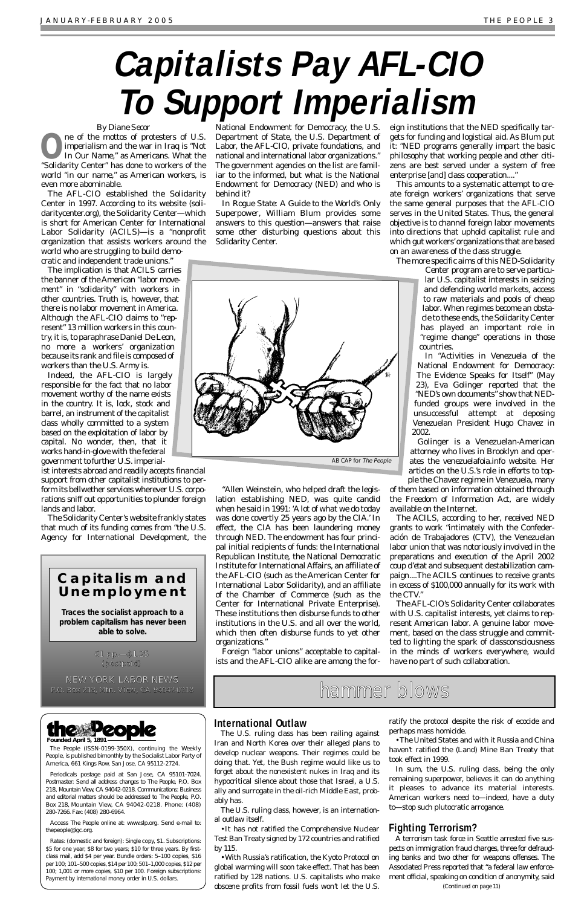# Capitalists Pay AFL-CIO To Support Imperialism

By Diane Secor

One of the mottos of protesters of U.S. imperialism and the war in Iraq is "Not In Our Name," as Americans. What the "Solidarity Center" has done to workers of the world "in our name," as American workers, is even more abominable.

The AFL-CIO established the Solidarity Center in 1997. According to its website (solidaritycenter.org), the Solidarity Center—which is short for American Center for International Labor Solidarity (ACILS)—is a "nonprofit organization that assists workers around the world who are struggling to build democratic and independent trade unions."

The implication is that ACILS carries the banner of the American "labor movement" in "solidarity" with workers in other countries. Truth is, however, that there is no labor movement in America. Although the AFL-CIO claims to "represent" 13 million workers in this country, it is, to paraphrase Daniel De Leon, no more a workers' organization because its rank and file is composed of workers than the U.S. Army is.

Indeed, the AFL-CIO is largely responsible for the fact that no labor movement worthy of the name exists in the country. It is, lock, stock and barrel, an instrument of the capitalist class wholly committed to a system based on the exploitation of labor by capital. No wonder, then, that it works hand-in-glove with the federal government to further U.S. imperialist interests abroad and readily accepts financial support from other capitalist institutions to perform its bellwether services wherever U.S. corporations sniff out opportunities to plunder foreign lands and labor.

The Solidarity Center's website frankly states that much of its funding comes from "the U.S. Agency for International Development, the National Endowment for Democracy, the U.S. Department of State, the U.S. Department of Labor, the AFL-CIO, private foundations, and national and international labor organizations." The government agencies on the list are familiar to the informed, but what is the National Endowment for Democracy (NED) and who is behind it?

In *Rogue State: A Guide to the World's Only Superpower*, William Blum provides some answers to this question—answers that raise some other disturbing questions about this Solidarity Center.

"Allen Weinstein, who helped draft the legislation establishing NED, was quite candid when he said in 1991: 'A lot of what we do today was done covertly 25 years ago by the CIA.' In effect, the CIA has been laundering money through NED. The endowment has four principal initial recipients of funds: the International Republican Institute, the National Democratic Institute for International Affairs, an affiliate of the AFL-CIO (such as the American Center for International Labor Solidarity), and an affiliate of the Chamber of Commerce (such as the Center for International Private Enterprise). These institutions then disburse funds to other institutions in the U.S. and all over the world, which then often disburse funds to yet other organizations."

Foreign "labor unions" acceptable to capitalists and the AFL-CIO alike are among the foreign institutions that the NED specifically targets for funding and logistical aid. As Blum put it: "NED programs generally impart the basic philosophy that working people and other citizens are best served under a system of free enterprise [and] class cooperation...."

This amounts to a systematic attempt to create foreign workers' organizations that serve the same general purposes that the AFL-CIO serves in the United States. Thus, the general objective is to channel foreign labor movements into directions that uphold capitalist rule and which gut workers' organizations that are based on an awareness of the class struggle.

The more specific aims of this NED-Solidarity Center program are to serve particular U.S. capitalist interests in seizing and defending world markets, access to raw materials and pools of cheap labor. When regimes become an obstacle to these ends, the Solidarity Center has played an important role in "regime change" operations in those countries.

In "Activities in Venezuela of the National Endowment for Democracy: The Evidence Speaks for Itself" (May 23), Eva Golinger reported that the "NED's own documents" show that NED-funded groups were involved in the unsuccessful attempt at deposing Venezuelan President Hugo Chavez in 2002.

Golinger is a Venezuelan-American attorney who lives in Brooklyn and operates the venezuelafoia.info website. Her articles on the U.S.'s role in efforts to topple the Chavez regime in Venezuela, many of them based on information obtained through the Freedom of Information Act, are widely available on the Internet.

The ACILS, according to her, received NED grants to work "intimately with the Confederación de Trabajadores (CTV), the Venezuelan labor union that was notoriously involved in the preparations and execution of the April 2002 coup d'etat and subsequent destabilization campaign....The ACILS continues to receive grants in excess of $100,000 annually for its work with the CTV."

The AFL-CIO's Solidarity Center collaborates with U.S. capitalist interests, yet claims to represent American labor. A genuine labor movement, based on the class struggle and committed to lighting the spark of classconsciousness in the minds of workers everywhere, would have no part of such collaboration.

AB CAP for *The People*

---

## Capitalism and Unemployment

**Traces the socialist approach to a problem capitalism has never been able to solve.**

61 pp.—$1.25 (postpaid)

NEW YORK LABOR NEWS
P.O. Box 218, Mtn. View, CA 94042-0218

---

**the People**
**Founded April 5, 1891**

The People (ISSN-0199-350X), continuing the Weekly People, is published bimonthly by the Socialist Labor Party of America, 661 Kings Row, San Jose, CA 95112-2724.

Periodicals postage paid at San Jose, CA 95101-7024. Postmaster: Send all address changes to The People, P.O. Box 218, Mountain View, CA 94042-0218. Communications: Business and editorial matters should be addressed to The People, P.O. Box 218, Mountain View, CA 94042-0218. Phone: (408) 280-7266. Fax: (408) 280-6964.

Access The People online at: www.slp.org. Send e-mail to: thepeople@igc.org.

Rates: (domestic and foreign): Single copy, $1. Subscriptions: $5 for one year; $8 for two years; $10 for three years. By first-class mail, add $4 per year. Bundle orders: 5–100 copies, $16 per 100; 101–500 copies, $14 per 100; 501–1,000 copies, $12 per 100; 1,001 or more copies, $10 per 100. Foreign subscriptions: Payment by international money order in U.S. dollars.

---

# hammer blows

### International Outlaw

The U.S. ruling class has been railing against Iran and North Korea over their alleged plans to develop nuclear weapons. Their regimes could be doing that. Yet, the Bush regime would like us to forget about the nonexistent nukes in Iraq and its hypocritical silence about those that Israel, a U.S. ally and surrogate in the oil-rich Middle East, probably has.

The U.S. ruling class, however, is an international outlaw itself.

• It has not ratified the Comprehensive Nuclear Test Ban Treaty signed by 172 countries and ratified by 115.

• With Russia's ratification, the Kyoto Protocol on global warming will soon take effect. That has been ratified by 128 nations. U.S. capitalists who make obscene profits from fossil fuels won't let the U.S. ratify the protocol despite the risk of ecocide and perhaps mass homicide.

• The United States and with it Russia and China haven't ratified the (Land) Mine Ban Treaty that took effect in 1999.

In sum, the U.S. ruling class, being the only remaining superpower, believes it can do anything it pleases to advance its material interests. American workers need to—indeed, have a duty to—stop such plutocratic arrogance.

### Fighting Terrorism?

A terrorism task force in Seattle arrested five suspects on immigration fraud charges, three for defrauding banks and two other for weapons offenses. The Associated Press reported that "a federal law enforcement official, speaking on condition of anonymity, said

(Continued on page 11)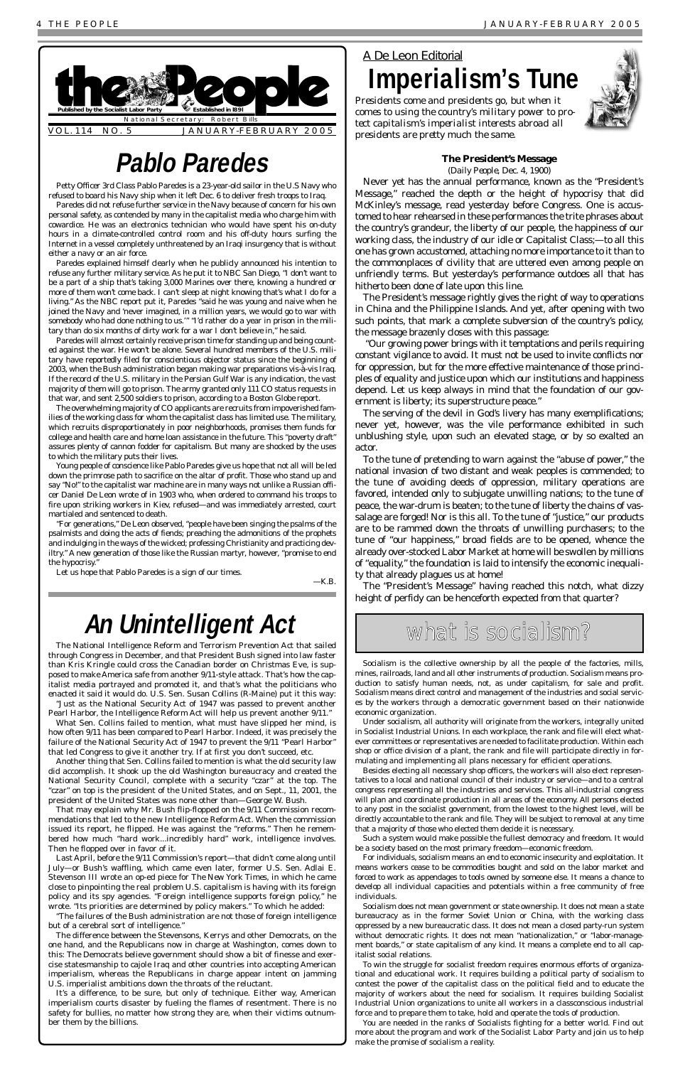# the People

Published by the Socialist Labor Party — Established in 1891

National Secretary: Robert Bills

VOL. 114 NO. 5 — JANUARY-FEBRUARY 2005

# Pablo Paredes

Petty Officer 3rd Class Pablo Paredes is a 23-year-old sailor in the U.S Navy who refused to board his Navy ship when it left Dec. 6 to deliver fresh troops to Iraq.

Paredes did not refuse further service in the Navy because of concern for his own personal safety, as contended by many in the capitalist media who charge him with cowardice. He was an electronics technician who would have spent his on-duty hours in a climate-controlled control room and his off-duty hours surfing the Internet in a vessel completely unthreatened by an Iraqi insurgency that is without either a navy or an air force.

Paredes explained himself clearly when he publicly announced his intention to refuse any further military service. As he put it to NBC San Diego, "I don't want to be a part of a ship that's taking 3,000 Marines over there, knowing a hundred or more of them won't come back. I can't sleep at night knowing that's what I do for a living." As the NBC report put it, Paredes "said he was young and naive when he joined the Navy and 'never imagined, in a million years, we would go to war with somebody who had done nothing to us.'" "I'd rather do a year in prison in the military than do six months of dirty work for a war I don't believe in," he said.

Paredes will almost certainly receive prison time for standing up and being counted against the war. He won't be alone. Several hundred members of the U.S. military have reportedly filed for conscientious objector status since the beginning of 2003, when the Bush administration began making war preparations vis-à-vis Iraq. If the record of the U.S. military in the Persian Gulf War is any indication, the vast majority of them will go to prison. The army granted only 111 CO status requests in that war, and sent 2,500 soldiers to prison, according to a Boston Globe report.

The overwhelming majority of CO applicants are recruits from impoverished families of the working class for whom the capitalist class has limited use. The military, which recruits disproportionately in poor neighborhoods, promises them funds for college and health care and home loan assistance in the future. This "poverty draft" assures plenty of cannon fodder for capitalism. But many are shocked by the uses to which the military puts their lives.

Young people of conscience like Pablo Paredes give us hope that not all will be led down the primrose path to sacrifice on the altar of profit. Those who stand up and say "No!" to the capitalist war machine are in many ways not unlike a Russian officer Daniel De Leon wrote of in 1903 who, when ordered to command his troops to fire upon striking workers in Kiev, refused—and was immediately arrested, court martialed and sentenced to death.

"For generations," De Leon observed, "people have been singing the psalms of the psalmists and doing the acts of fiends; preaching the admonitions of the prophets and indulging in the ways of the wicked; professing Christianity and practicing deviltry." A new generation of those like the Russian martyr, however, "promise to end the hypocrisy."

Let us hope that Pablo Paredes is a sign of our times.

—K.B.

# An Unintelligent Act

The National Intelligence Reform and Terrorism Prevention Act that sailed through Congress in December, and that President Bush signed into law faster than Kris Kringle could cross the Canadian border on Christmas Eve, is supposed to make America safe from another 9/11-style attack. That's how the capitalist media portrayed and promoted it, and that's what the politicians who enacted it said it would do. U.S. Sen. Susan Collins (R-Maine) put it this way:

"Just as the National Security Act of 1947 was passed to prevent another Pearl Harbor, the Intelligence Reform Act will help us prevent another 9/11."

What Sen. Collins failed to mention, what must have slipped her mind, is how often 9/11 has been compared to Pearl Harbor. Indeed, it was precisely the failure of the National Security Act of 1947 to prevent the 9/11 "Pearl Harbor" that led Congress to give it another try. If at first you don't succeed, etc.

Another thing that Sen. Collins failed to mention is what the old security law did accomplish. It shook up the old Washington bureaucracy and created the National Security Council, complete with a security "czar" at the top. The "czar" on top is the president of the United States, and on Sept., 11, 2001, the president of the United States was none other than—George W. Bush.

That may explain why Mr. Bush flip-flopped on the 9/11 Commission recommendations that led to the new Intelligence Reform Act. When the commission issued its report, he flipped. He was against the "reforms." Then he remembered how much "hard work...incredibly hard" work, intelligence involves. Then he flopped over in favor of it.

Last April, before the 9/11 Commission's report—that didn't come along until July—or Bush's waffling, which came even later, former U.S. Sen. Adlai E. Stevenson III wrote an op-ed piece for The New York Times, in which he came close to pinpointing the real problem U.S. capitalism is having with its foreign policy and its spy agencies. "Foreign intelligence supports foreign policy," he wrote. "Its priorities are determined by policy makers." To which he added:

"The failures of the Bush administration are not those of foreign intelligence but of a cerebral sort of intelligence."

The difference between the Stevensons, Kerrys and other Democrats, on the one hand, and the Republicans now in charge at Washington, comes down to this: The Democrats believe government should show a bit of finesse and exercise statesmanship to cajole Iraq and other countries into accepting American imperialism, whereas the Republicans in charge appear intent on jamming U.S. imperialist ambitions down the throats of the reluctant.

It's a difference, to be sure, but only of technique. Either way, American imperialism courts disaster by fueling the flames of resentment. There is no safety for bullies, no matter how strong they are, when their victims outnumber them by the billions.

## A De Leon Editorial

# Imperialism's Tune

*Presidents come and presidents go, but when it comes to using the country's military power to protect capitalism's imperialist interests abroad all presidents are pretty much the same.*

### The President's Message

(*Daily People*, Dec. 4, 1900)

Never yet has the annual performance, known as the "President's Message," reached the depth or the height of hypocrisy that did McKinley's message, read yesterday before Congress. One is accustomed to hear rehearsed in these performances the trite phrases about the country's grandeur, the liberty of our people, the happiness of our working class, the industry of our idle or Capitalist Class;—to all this one has grown accustomed, attaching no more importance to it than to the commonplaces of civility that are uttered even among people on unfriendly terms. But yesterday's performance outdoes all that has hitherto been done of late upon this line.

The President's message rightly gives the right of way to operations in China and the Philippine Islands. And yet, after opening with two such points, that mark a complete subversion of the country's policy, the message brazenly closes with this passage:

"Our growing power brings with it temptations and perils requiring constant vigilance to avoid. It must not be used to invite conflicts nor for oppression, but for the more effective maintenance of those principles of equality and justice upon which our institutions and happiness depend. Let us keep always in mind that the foundation of our government is liberty; its superstructure peace."

The serving of the devil in God's livery has many exemplifications; never yet, however, was the vile performance exhibited in such unblushing style, upon such an elevated stage, or by so exalted an actor.

To the tune of pretending to warn against the "abuse of power," the national invasion of two distant and weak peoples is commended; to the tune of avoiding deeds of oppression, military operations are favored, intended only to subjugate unwilling nations; to the tune of peace, the war-drum is beaten; to the tune of liberty the chains of vassalage are forged! Nor is this all. To the tune of "justice," our products are to be rammed down the throats of unwilling purchasers; to the tune of "our happiness," broad fields are to be opened, whence the already over-stocked Labor Market at home will be swollen by millions of "equality," the foundation is laid to intensify the economic inequality that already plagues us at home!

The "President's Message" having reached this notch, what dizzy height of perfidy can be henceforth expected from that quarter?

# what is socialism?

Socialism is the collective ownership by all the people of the factories, mills, mines, railroads, land and all other instruments of production. Socialism means production to satisfy human needs, not, as under capitalism, for sale and profit. Socialism means direct control and management of the industries and social services by the workers through a democratic government based on their nationwide economic organization.

Under socialism, all authority will originate from the workers, integrally united in Socialist Industrial Unions. In each workplace, the rank and file will elect whatever committees or representatives are needed to facilitate production. Within each shop or office division of a plant, the rank and file will participate directly in formulating and implementing all plans necessary for efficient operations.

Besides electing all necessary shop officers, the workers will also elect representatives to a local and national council of their industry or service—and to a central congress representing all the industries and services. This all-industrial congress will plan and coordinate production in all areas of the economy. All persons elected to any post in the socialist government, from the lowest to the highest level, will be directly accountable to the rank and file. They will be subject to removal at any time that a majority of those who elected them decide it is necessary.

Such a system would make possible the fullest democracy and freedom. It would be a society based on the most primary freedom—economic freedom.

For individuals, socialism means an end to economic insecurity and exploitation. It means workers cease to be commodities bought and sold on the labor market and forced to work as appendages to tools owned by someone else. It means a chance to develop all individual capacities and potentials within a free community of free individuals.

Socialism does not mean government or state ownership. It does not mean a state bureaucracy as in the former Soviet Union or China, with the working class oppressed by a new bureaucratic class. It does not mean a closed party-run system without democratic rights. It does not mean "nationalization," or "labor-management boards," or state capitalism of any kind. It means a complete end to all capitalist social relations.

To win the struggle for socialist freedom requires enormous efforts of organizational and educational work. It requires building a political party of socialism to contest the power of the capitalist class on the political field and to educate the majority of workers about the need for socialism. It requires building Socialist Industrial Union organizations to unite all workers in a classconscious industrial force and to prepare them to take, hold and operate the tools of production.

You are needed in the ranks of Socialists fighting for a better world. Find out more about the program and work of the Socialist Labor Party and join us to help make the promise of socialism a reality.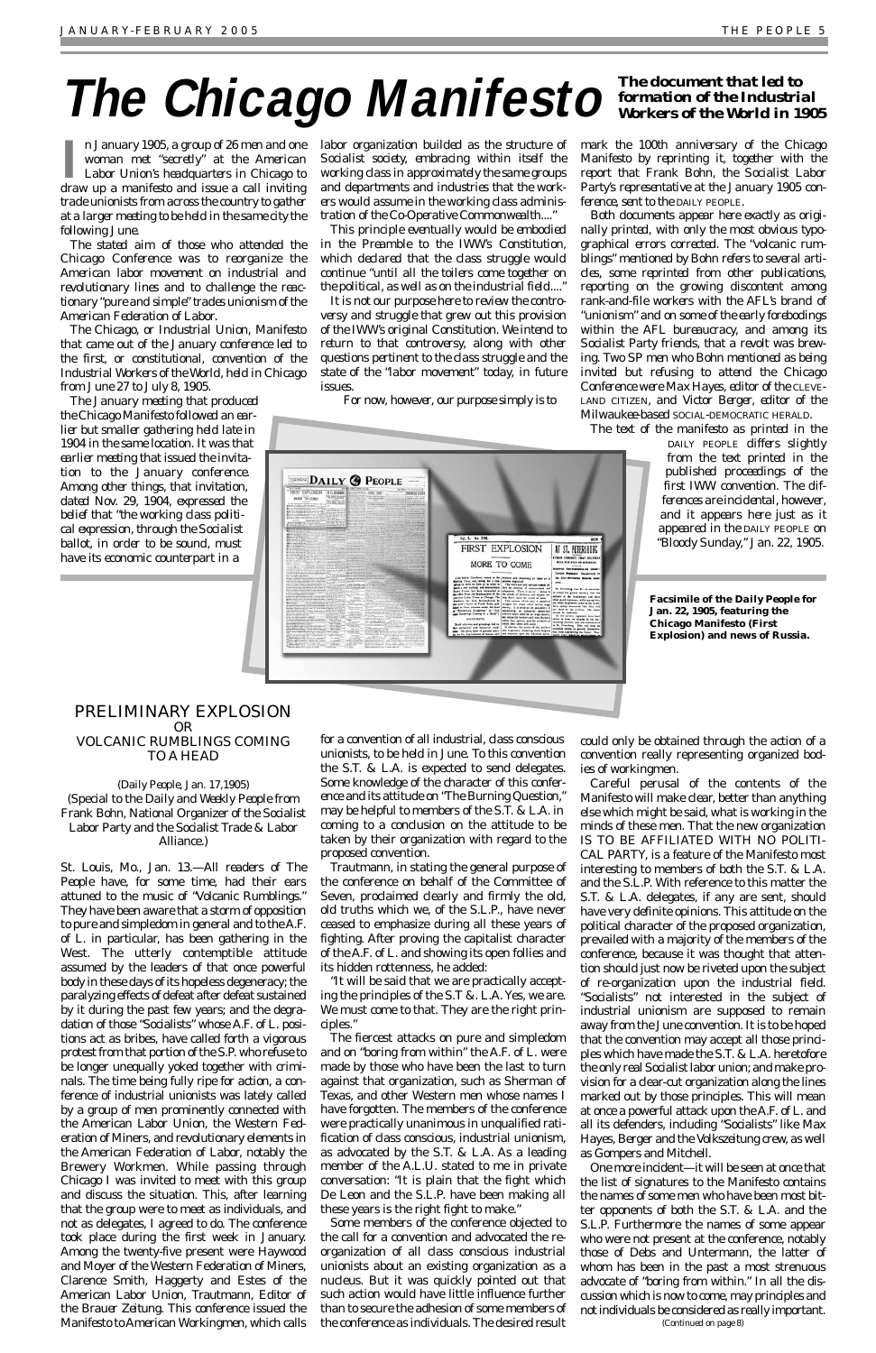# The Chicago Manifesto

**The document that led to formation of the Industrial Workers of the World in 1905**

In January 1905, a group of 26 men and one woman met "secretly" at the American Labor Union's headquarters in Chicago to draw up a manifesto and issue a call inviting trade unionists from across the country to gather at a larger meeting to be held in the same city the following June.

The stated aim of those who attended the Chicago Conference was to reorganize the American labor movement on industrial and revolutionary lines and to challenge the reactionary "pure and simple" trades unionism of the American Federation of Labor.

The Chicago, or Industrial Union, Manifesto that came out of the January conference led to the first, or constitutional, convention of the Industrial Workers of the World, held in Chicago from June 27 to July 8, 1905.

The January meeting that produced the Chicago Manifesto followed an earlier but smaller gathering held late in 1904 in the same location. It was that earlier meeting that issued the invitation to the January conference. Among other things, that invitation, dated Nov. 29, 1904, expressed the belief that "the working class political expression, through the Socialist ballot, in order to be sound, must have its economic counterpart in a labor organization builded as the structure of Socialist society, embracing within itself the working class in approximately the same groups and departments and industries that the workers would assume in the working class administration of the Co-Operative Commonwealth...."

This principle eventually would be embodied in the Preamble to the IWW's Constitution, which declared that the class struggle would continue "until all the toilers come together on the political, as well as on the industrial field...."

It is not our purpose here to review the controversy and struggle that grew out this provision of the IWW's original Constitution. We intend to return to that controversy, along with other questions pertinent to the class struggle and the state of the "labor movement" today, in future issues.

For now, however, our purpose simply is to mark the 100th anniversary of the Chicago Manifesto by reprinting it, together with the report that Frank Bohn, the Socialist Labor Party's representative at the January 1905 conference, sent to the DAILY PEOPLE.

Both documents appear here exactly as originally printed, with only the most obvious typographical errors corrected. The "volcanic rumblings" mentioned by Bohn refers to several articles, some reprinted from other publications, reporting on the growing discontent among rank-and-file workers with the AFL's brand of "unionism" and on some of the early forebodings within the AFL bureaucracy, and among its Socialist Party friends, that a revolt was brewing. Two SP men who Bohn mentioned as being invited but refusing to attend the Chicago Conference were Max Hayes, editor of the CLEVELAND CITIZEN, and Victor Berger, editor of the Milwaukee-based SOCIAL-DEMOCRATIC HERALD.

The text of the manifesto as printed in the DAILY PEOPLE differs slightly from the text printed in the published proceedings of the first IWW convention. The differences are incidental, however, and it appears here just as it appeared in the DAILY PEOPLE on "Bloody Sunday," Jan. 22, 1905.

**Facsimile of the *Daily People* for Jan. 22, 1905, featuring the Chicago Manifesto (First Explosion) and news of Russia.**

## PRELIMINARY EXPLOSION OR VOLCANIC RUMBLINGS COMING TO A HEAD

(*Daily People*, Jan. 17,1905)

(Special to the Daily and Weekly People from Frank Bohn, National Organizer of the Socialist Labor Party and the Socialist Trade & Labor Alliance.)

St. Louis, Mo., Jan. 13.—All readers of The People have, for some time, had their ears attuned to the music of "Volcanic Rumblings." They have been aware that a storm of opposition to pure and simpledom in general and to the A.F. of L. in particular, has been gathering in the West. The utterly contemptible attitude assumed by the leaders of that once powerful body in these days of its hopeless degeneracy; the paralyzing effects of defeat after defeat sustained by it during the past few years; and the degradation of those "Socialists" whose A.F. of L. positions act as bribes, have called forth a vigorous protest from that portion of the S.P. who refuse to be longer unequally yoked together with criminals. The time being fully ripe for action, a conference of industrial unionists was lately called by a group of men prominently connected with the American Labor Union, the Western Federation of Miners, and revolutionary elements in the American Federation of Labor, notably the Brewery Workmen. While passing through Chicago I was invited to meet with this group and discuss the situation. This, after learning that the group were to meet as individuals, and not as delegates, I agreed to do. The conference took place during the first week in January. Among the twenty-five present were Haywood and Moyer of the Western Federation of Miners, Clarence Smith, Haggerty and Estes of the American Labor Union, Trautmann, Editor of the Brauer Zeitung. This conference issued the Manifesto to American Workingmen, which calls for a convention of all industrial, class conscious unionists, to be held in June. To this convention the S.T. & L.A. is expected to send delegates. Some knowledge of the character of this conference and its attitude on "The Burning Question," may be helpful to members of the S.T. & L.A. in coming to a conclusion on the attitude to be taken by their organization with regard to the proposed convention.

Trautmann, in stating the general purpose of the conference on behalf of the Committee of Seven, proclaimed clearly and firmly the old, old truths which we, of the S.L.P., have never ceased to emphasize during all these years of fighting. After proving the capitalist character of the A.F. of L. and showing its open follies and its hidden rottenness, he added:

"It will be said that we are practically accepting the principles of the S.T &. L.A. Yes, we are. We must come to that. They are the right principles."

The fiercest attacks on pure and simpledom and on "boring from within" the A.F. of L. were made by those who have been the last to turn against that organization, such as Sherman of Texas, and other Western men whose names I have forgotten. The members of the conference were practically unanimous in unqualified ratification of class conscious, industrial unionism, as advocated by the S.T. & L.A. As a leading member of the A.L.U. stated to me in private conversation: "It is plain that the fight which De Leon and the S.L.P. have been making all these years is the right fight to make."

Some members of the conference objected to the call for a convention and advocated the reorganization of all class conscious industrial unionists about an existing organization as a nucleus. But it was quickly pointed out that such action would have little influence further than to secure the adhesion of some members of the conference as individuals. The desired result could only be obtained through the action of a convention really representing organized bodies of workingmen.

Careful perusal of the contents of the Manifesto will make clear, better than anything else which might be said, what is working in the minds of these men. That the new organization IS TO BE AFFILIATED WITH NO POLITICAL PARTY, is a feature of the Manifesto most interesting to members of both the S.T. & L.A. and the S.L.P. With reference to this matter the S.T. & L.A. delegates, if any are sent, should have very definite opinions. This attitude on the political character of the proposed organization, prevailed with a majority of the members of the conference, because it was thought that attention should just now be riveted upon the subject of re-organization upon the industrial field. "Socialists" not interested in the subject of industrial unionism are supposed to remain away from the June convention. It is to be hoped that the convention may accept all those principles which have made the S.T. & L.A. heretofore the only real Socialist labor union; and make provision for a clear-cut organization along the lines marked out by those principles. This will mean at once a powerful attack upon the A.F. of L. and all its defenders, including "Socialists" like Max Hayes, Berger and the Volkszeitung crew, as well as Gompers and Mitchell.

One more incident—it will be seen at once that the list of signatures to the Manifesto contains the names of some men who have been most bitter opponents of both the S.T. & L.A. and the S.L.P. Furthermore the names of some appear who were not present at the conference, notably those of Debs and Untermann, the latter of whom has been in the past a most strenuous advocate of "boring from within." In all the discussion which is now to come, may principles and not individuals be considered as really important.

(Continued on page 8)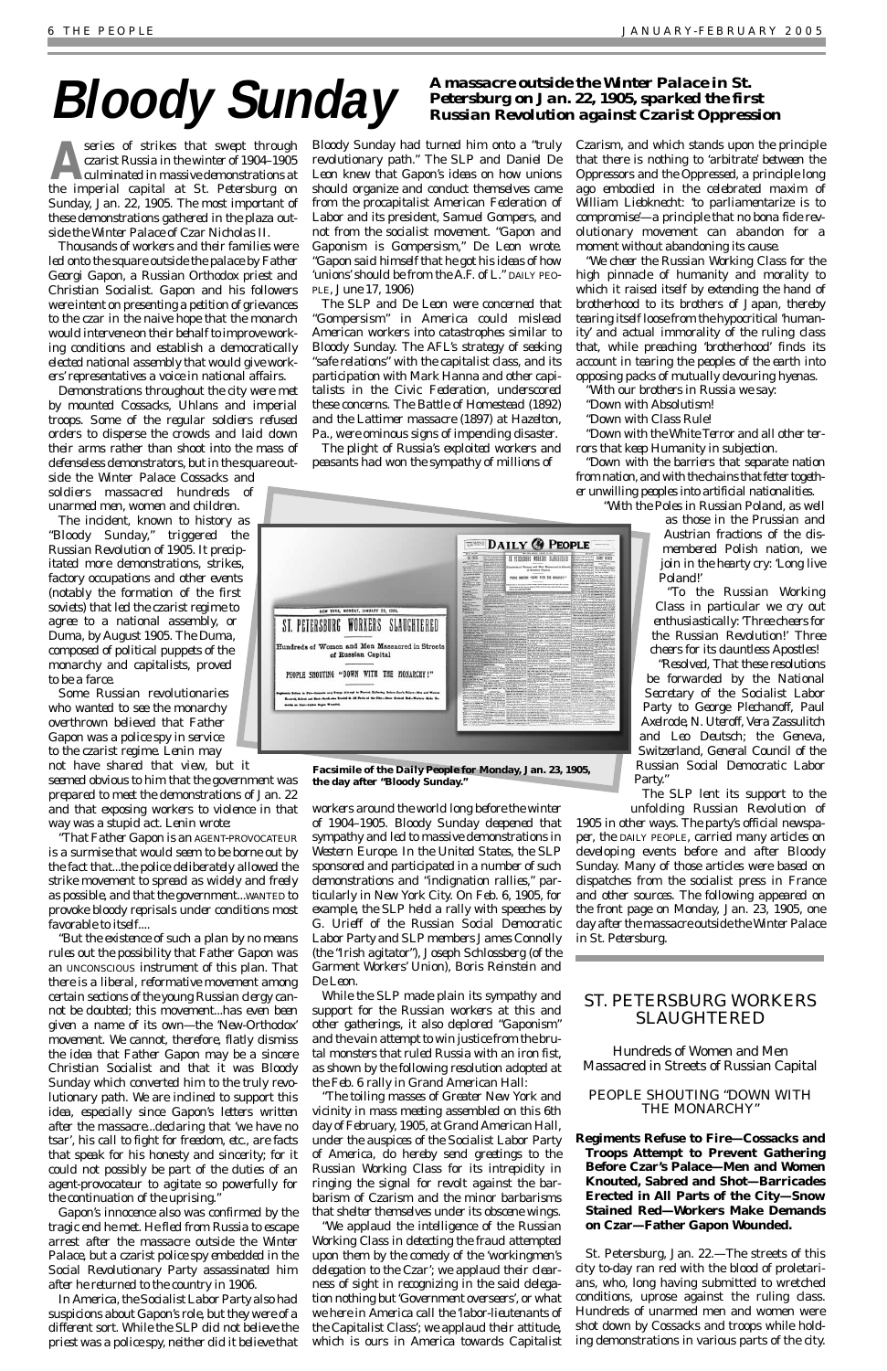# Bloody Sunday

### A massacre outside the Winter Palace in St. Petersburg on Jan. 22, 1905, sparked the first Russian Revolution against Czarist Oppression

A series of strikes that swept through czarist Russia in the winter of 1904–1905 culminated in massive demonstrations at the imperial capital at St. Petersburg on Sunday, Jan. 22, 1905. The most important of these demonstrations gathered in the plaza outside the Winter Palace of Czar Nicholas II.

Thousands of workers and their families were led onto the square outside the palace by Father Georgi Gapon, a Russian Orthodox priest and Christian Socialist. Gapon and his followers were intent on presenting a petition of grievances to the czar in the naive hope that the monarch would intervene on their behalf to improve working conditions and establish a democratically elected national assembly that would give workers' representatives a voice in national affairs.

Demonstrations throughout the city were met by mounted Cossacks, Uhlans and imperial troops. Some of the regular soldiers refused orders to disperse the crowds and laid down their arms rather than shoot into the mass of defenseless demonstrators, but in the square outside the Winter Palace Cossacks and soldiers massacred hundreds of unarmed men, women and children.

The incident, known to history as "Bloody Sunday," triggered the Russian Revolution of 1905. It precipitated more demonstrations, strikes, factory occupations and other events (notably the formation of the first soviets) that led the czarist regime to agree to a national assembly, or Duma, by August 1905. The Duma, composed of political puppets of the monarchy and capitalists, proved to be a farce.

Some Russian revolutionaries who wanted to see the monarchy overthrown believed that Father Gapon was a police spy in service to the czarist regime. Lenin may not have shared that view, but it seemed obvious to him that the government was prepared to meet the demonstrations of Jan. 22 and that exposing workers to violence in that way was a stupid act. Lenin wrote:

"That Father Gapon is an AGENT-PROVOCATEUR is a surmise that would seem to be borne out by the fact that...the police deliberately allowed the strike movement to spread as widely and freely as possible, and that the government...WANTED to provoke bloody reprisals under conditions most favorable to itself....

"But the existence of such a plan by no means rules out the possibility that Father Gapon was an UNCONSCIOUS instrument of this plan. That there is a liberal, reformative movement among certain sections of the young Russian clergy cannot be doubted; this movement...has even been given a name of its own—the 'New-Orthodox' movement. We cannot, therefore, flatly dismiss the idea that Father Gapon may be a sincere Christian Socialist and that it was Bloody Sunday which converted him to the truly revolutionary path. We are inclined to support this idea, especially since Gapon's letters written after the massacre...declaring that 'we have no tsar', his call to fight for freedom, etc., are facts that speak for his honesty and sincerity; for it could not possibly be part of the duties of an agent-provocateur to agitate so powerfully for the continuation of the uprising."

Gapon's innocence also was confirmed by the tragic end he met. He fled from Russia to escape arrest after the massacre outside the Winter Palace, but a czarist police spy embedded in the Social Revolutionary Party assassinated him after he returned to the country in 1906.

In America, the Socialist Labor Party also had suspicions about Gapon's role, but they were of a different sort. While the SLP did not believe the priest was a police spy, neither did it believe that Bloody Sunday had turned him onto a "truly revolutionary path." The SLP and Daniel De Leon knew that Gapon's ideas on how unions should organize and conduct themselves came from the procapitalist American Federation of Labor and its president, Samuel Gompers, and not from the socialist movement. "Gapon and Gaponism is Gompersism," De Leon wrote. "Gapon said himself that he got his ideas of how 'unions' should be from the A.F. of L." DAILY PEOPLE, June 17, 1906)

The SLP and De Leon were concerned that "Gompersism" in America could mislead American workers into catastrophes similar to Bloody Sunday. The AFL's strategy of seeking "safe relations" with the capitalist class, and its participation with Mark Hanna and other capitalists in the Civic Federation, underscored these concerns. The Battle of Homestead (1892) and the Lattimer massacre (1897) at Hazelton, Pa., were ominous signs of impending disaster.

The plight of Russia's exploited workers and peasants had won the sympathy of millions of workers around the world long before the winter of 1904–1905. Bloody Sunday deepened that sympathy and led to massive demonstrations in Western Europe. In the United States, the SLP sponsored and participated in a number of such demonstrations and "indignation rallies," particularly in New York City. On Feb. 6, 1905, for example, the SLP held a rally with speeches by G. Urieff of the Russian Social Democratic Labor Party and SLP members James Connolly (the "Irish agitator"), Joseph Schlossberg (of the Garment Workers' Union), Boris Reinstein and De Leon.

While the SLP made plain its sympathy and support for the Russian workers at this and other gatherings, it also deplored "Gaponism" and the vain attempt to win justice from the brutal monsters that ruled Russia with an iron fist, as shown by the following resolution adopted at the Feb. 6 rally in Grand American Hall:

"The toiling masses of Greater New York and vicinity in mass meeting assembled on this 6th day of February, 1905, at Grand American Hall, under the auspices of the Socialist Labor Party of America, do hereby send greetings to the Russian Working Class for its intrepidity in ringing the signal for revolt against the barbarism of Czarism and the minor barbarisms that shelter themselves under its obscene wings.

"We applaud the intelligence of the Russian Working Class in detecting the fraud attempted upon them by the comedy of the 'workingmen's delegation to the Czar'; we applaud their clearness of sight in recognizing in the said delegation nothing but 'Government overseers', or what we here in America call the 'labor-lieutenants of the Capitalist Class'; we applaud their attitude, which is ours in America towards Capitalist Czarism, and which stands upon the principle that there is nothing to 'arbitrate' between the Oppressors and the Oppressed, a principle long ago embodied in the celebrated maxim of William Liebknecht: 'to parliamentarize is to compromise'—a principle that no bona fide revolutionary movement can abandon for a moment without abandoning its cause.

"We cheer the Russian Working Class for the high pinnacle of humanity and morality to which it raised itself by extending the hand of brotherhood to its brothers of Japan, thereby tearing itself loose from the hypocritical 'humanity' and actual immorality of the ruling class that, while preaching 'brotherhood' finds its account in tearing the peoples of the earth into opposing packs of mutually devouring hyenas.

"With our brothers in Russia we say:

"Down with Absolutism!

"Down with Class Rule!

"Down with the White Terror and all other terrors that keep Humanity in subjection.

"Down with the barriers that separate nation from nation, and with the chains that fetter together unwilling peoples into artificial nationalities.

"With the Poles in Russian Poland, as well as those in the Prussian and Austrian fractions of the dismembered Polish nation, we join in the hearty cry: 'Long live Poland!'

"To the Russian Working Class in particular we cry out enthusiastically: 'Three cheers for the Russian Revolution!' Three cheers for its dauntless Apostles!

"Resolved, That these resolutions be forwarded by the National Secretary of the Socialist Labor Party to George Plechanoff, Paul Axelrode, N. Uteroff, Vera Zassulitch and Leo Deutsch; the Geneva, Switzerland, General Council of the Russian Social Democratic Labor Party."

The SLP lent its support to the unfolding Russian Revolution of 1905 in other ways. The party's official newspaper, the DAILY PEOPLE, carried many articles on developing events before and after Bloody Sunday. Many of those articles were based on dispatches from the socialist press in France and other sources. The following appeared on the front page on Monday, Jan. 23, 1905, one day after the massacre outside the Winter Palace in St. Petersburg.

**Facsimile of the Daily People for Monday, Jan. 23, 1905, the day after "Bloody Sunday."**

## ST. PETERSBURG WORKERS SLAUGHTERED

Hundreds of Women and Men Massacred in Streets of Russian Capital

PEOPLE SHOUTING "DOWN WITH THE MONARCHY"

**Regiments Refuse to Fire—Cossacks and Troops Attempt to Prevent Gathering Before Czar's Palace—Men and Women Knouted, Sabred and Shot—Barricades Erected in All Parts of the City—Snow Stained Red—Workers Make Demands on Czar—Father Gapon Wounded.**

St. Petersburg, Jan. 22.—The streets of this city to-day ran red with the blood of proletarians, who, long having submitted to wretched conditions, uprose against the ruling class. Hundreds of unarmed men and women were shot down by Cossacks and troops while holding demonstrations in various parts of the city.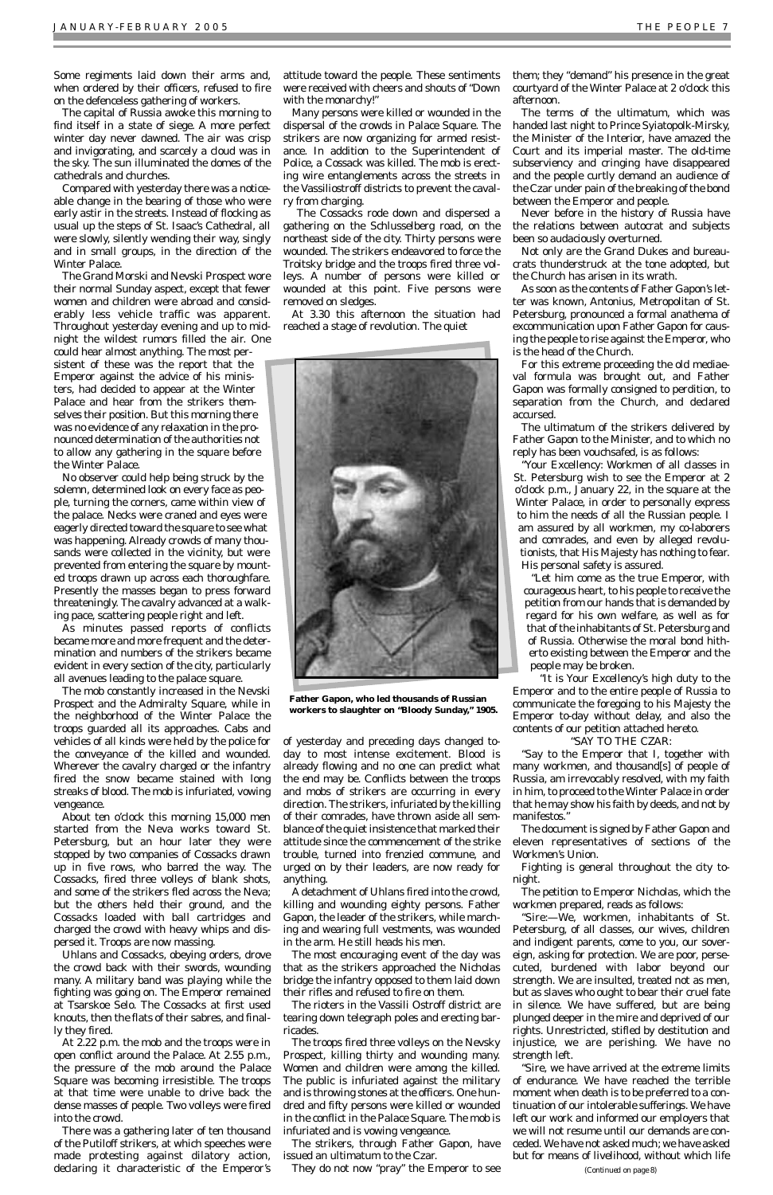Some regiments laid down their arms and, when ordered by their officers, refused to fire on the defenceless gathering of workers.

The capital of Russia awoke this morning to find itself in a state of siege. A more perfect winter day never dawned. The air was crisp and invigorating, and scarcely a cloud was in the sky. The sun illuminated the domes of the cathedrals and churches.

Compared with yesterday there was a noticeable change in the bearing of those who were early astir in the streets. Instead of flocking as usual up the steps of St. Isaac's Cathedral, all were slowly, silently wending their way, singly and in small groups, in the direction of the Winter Palace.

The Grand Morski and Nevski Prospect wore their normal Sunday aspect, except that fewer women and children were abroad and considerably less vehicle traffic was apparent. Throughout yesterday evening and up to midnight the wildest rumors filled the air. One could hear almost anything. The most persistent of these was the report that the Emperor against the advice of his ministers, had decided to appear at the Winter Palace and hear from the strikers themselves their position. But this morning there was no evidence of any relaxation in the pronounced determination of the authorities not to allow any gathering in the square before the Winter Palace.

No observer could help being struck by the solemn, determined look on every face as people, turning the corners, came within view of the palace. Necks were craned and eyes were eagerly directed toward the square to see what was happening. Already crowds of many thousands were collected in the vicinity, but were prevented from entering the square by mounted troops drawn up across each thoroughfare. Presently the masses began to press forward threateningly. The cavalry advanced at a walking pace, scattering people right and left.

As minutes passed reports of conflicts became more and more frequent and the determination and numbers of the strikers became evident in every section of the city, particularly all avenues leading to the palace square.

The mob constantly increased in the Nevski Prospect and the Admiralty Square, while in the neighborhood of the Winter Palace the troops guarded all its approaches. Cabs and vehicles of all kinds were held by the police for the conveyance of the killed and wounded. Wherever the cavalry charged or the infantry fired the snow became stained with long streaks of blood. The mob is infuriated, vowing vengeance.

About ten o'clock this morning 15,000 men started from the Neva works toward St. Petersburg, but an hour later they were stopped by two companies of Cossacks drawn up in five rows, who barred the way. The Cossacks, fired three volleys of blank shots, and some of the strikers fled across the Neva; but the others held their ground, and the Cossacks loaded with ball cartridges and charged the crowd with heavy whips and dispersed it. Troops are now massing.

Uhlans and Cossacks, obeying orders, drove the crowd back with their swords, wounding many. A military band was playing while the fighting was going on. The Emperor remained at Tsarskoe Selo. The Cossacks at first used knouts, then the flats of their sabres, and finally they fired.

At 2.22 p.m. the mob and the troops were in open conflict around the Palace. At 2.55 p.m., the pressure of the mob around the Palace Square was becoming irresistible. The troops at that time were unable to drive back the dense masses of people. Two volleys were fired into the crowd.

There was a gathering later of ten thousand of the Putiloff strikers, at which speeches were made protesting against dilatory action, declaring it characteristic of the Emperor's attitude toward the people. These sentiments were received with cheers and shouts of "Down with the monarchy!"

Many persons were killed or wounded in the dispersal of the crowds in Palace Square. The strikers are now organizing for armed resistance. In addition to the Superintendent of Police, a Cossack was killed. The mob is erecting wire entanglements across the streets in the Vassiliostroff districts to prevent the cavalry from charging.

The Cossacks rode down and dispersed a gathering on the Schlusselberg road, on the northeast side of the city. Thirty persons were wounded. The strikers endeavored to force the Troitsky bridge and the troops fired three volleys. A number of persons were killed or wounded at this point. Five persons were removed on sledges.

At 3.30 this afternoon the situation had reached a stage of revolution. The quiet of yesterday and preceding days changed today to most intense excitement. Blood is already flowing and no one can predict what the end may be. Conflicts between the troops and mobs of strikers are occurring in every direction. The strikers, infuriated by the killing of their comrades, have thrown aside all semblance of the quiet insistence that marked their attitude since the commencement of the strike trouble, turned into frenzied commune, and urged on by their leaders, are now ready for anything.

**Father Gapon, who led thousands of Russian workers to slaughter on "Bloody Sunday," 1905.**

A detachment of Uhlans fired into the crowd, killing and wounding eighty persons. Father Gapon, the leader of the strikers, while marching and wearing full vestments, was wounded in the arm. He still heads his men.

The most encouraging event of the day was that as the strikers approached the Nicholas bridge the infantry opposed to them laid down their rifles and refused to fire on them.

The rioters in the Vassili Ostroff district are tearing down telegraph poles and erecting barricades.

The troops fired three volleys on the Nevsky Prospect, killing thirty and wounding many. Women and children were among the killed. The public is infuriated against the military and is throwing stones at the officers. One hundred and fifty persons were killed or wounded in the conflict in the Palace Square. The mob is infuriated and is vowing vengeance.

The strikers, through Father Gapon, have issued an ultimatum to the Czar.

They do not now "pray" the Emperor to see them; they "demand" his presence in the great courtyard of the Winter Palace at 2 o'clock this afternoon.

The terms of the ultimatum, which was handed last night to Prince Syiatopolk-Mirsky, the Minister of the Interior, have amazed the Court and its imperial master. The old-time subserviency and cringing have disappeared and the people curtly demand an audience of the Czar under pain of the breaking of the bond between the Emperor and people.

Never before in the history of Russia have the relations between autocrat and subjects been so audaciously overturned.

Not only are the Grand Dukes and bureaucrats thunderstruck at the tone adopted, but the Church has arisen in its wrath.

As soon as the contents of Father Gapon's letter was known, Antonius, Metropolitan of St. Petersburg, pronounced a formal anathema of excommunication upon Father Gapon for causing the people to rise against the Emperor, who is the head of the Church.

For this extreme proceeding the old mediaeval formula was brought out, and Father Gapon was formally consigned to perdition, to separation from the Church, and declared accursed.

The ultimatum of the strikers delivered by Father Gapon to the Minister, and to which no reply has been vouchsafed, is as follows:

"Your Excellency: Workmen of all classes in St. Petersburg wish to see the Emperor at 2 o'clock p.m., January 22, in the square at the Winter Palace, in order to personally express to him the needs of all the Russian people. I am assured by all workmen, my co-laborers and comrades, and even by alleged revolutionists, that His Majesty has nothing to fear. His personal safety is assured.

"Let him come as the true Emperor, with courageous heart, to his people to receive the petition from our hands that is demanded by regard for his own welfare, as well as for that of the inhabitants of St. Petersburg and of Russia. Otherwise the moral bond hitherto existing between the Emperor and the people may be broken.

"It is Your Excellency's high duty to the Emperor and to the entire people of Russia to communicate the foregoing to his Majesty the Emperor to-day without delay, and also the contents of our petition attached hereto.

"SAY TO THE CZAR:

"Say to the Emperor that I, together with many workmen, and thousand[s] of people of Russia, am irrevocably resolved, with my faith in him, to proceed to the Winter Palace in order that he may show his faith by deeds, and not by manifestos."

The document is signed by Father Gapon and eleven representatives of sections of the Workmen's Union.

Fighting is general throughout the city tonight.

The petition to Emperor Nicholas, which the workmen prepared, reads as follows:

"Sire:—We, workmen, inhabitants of St. Petersburg, of all classes, our wives, children and indigent parents, come to you, our sovereign, asking for protection. We are poor, persecuted, burdened with labor beyond our strength. We are insulted, treated not as men, but as slaves who ought to bear their cruel fate in silence. We have suffered, but are being plunged deeper in the mire and deprived of our rights. Unrestricted, stifled by destitution and injustice, we are perishing. We have no strength left.

"Sire, we have arrived at the extreme limits of endurance. We have reached the terrible moment when death is to be preferred to a continuation of our intolerable sufferings. We have left our work and informed our employers that we will not resume until our demands are conceded. We have not asked much; we have asked but for means of livelihood, without which life

*(Continued on page 8)*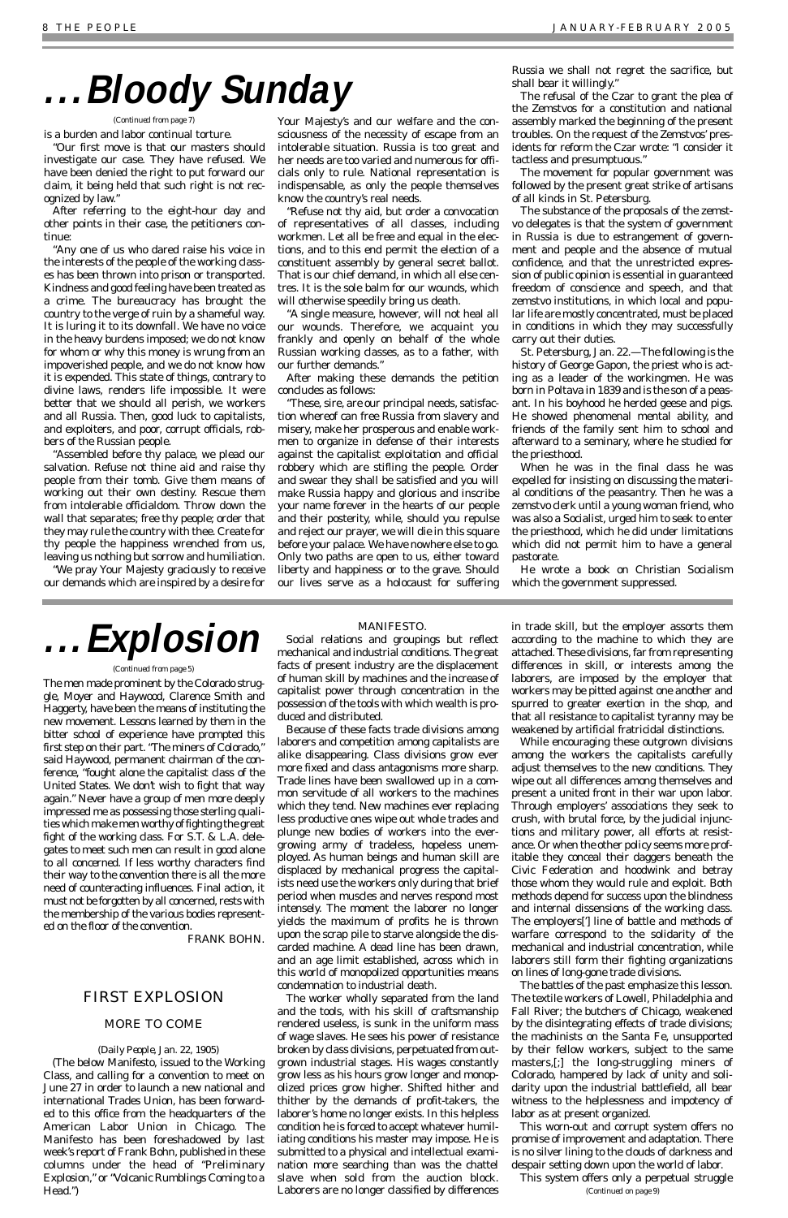# ...Bloody Sunday

*(Continued from page 7)*

is a burden and labor continual torture.

"Our first move is that our masters should investigate our case. They have refused. We have been denied the right to put forward our claim, it being held that such right is not recognized by law."

After referring to the eight-hour day and other points in their case, the petitioners continue:

"Any one of us who dared raise his voice in the interests of the people of the working classes has been thrown into prison or transported. Kindness and good feeling have been treated as a crime. The bureaucracy has brought the country to the verge of ruin by a shameful way. It is luring it to its downfall. We have no voice in the heavy burdens imposed; we do not know for whom or why this money is wrung from an impoverished people, and we do not know how it is expended. This state of things, contrary to divine laws, renders life impossible. It were better that we should all perish, we workers and all Russia. Then, good luck to capitalists, and exploiters, and poor, corrupt officials, robbers of the Russian people.

"Assembled before thy palace, we plead our salvation. Refuse not thine aid and raise thy people from their tomb. Give them means of working out their own destiny. Rescue them from intolerable officialdom. Throw down the wall that separates; free thy people; order that they may rule the country with thee. Create for thy people the happiness wrenched from us, leaving us nothing but sorrow and humiliation.

"We pray Your Majesty graciously to receive our demands which are inspired by a desire for Your Majesty's and our welfare and the consciousness of the necessity of escape from an intolerable situation. Russia is too great and her needs are too varied and numerous for officials only to rule. National representation is indispensable, as only the people themselves know the country's real needs.

"Refuse not thy aid, but order a convocation of representatives of all classes, including workmen. Let all be free and equal in the elections, and to this end permit the election of a constituent assembly by general secret ballot. That is our chief demand, in which all else centres. It is the sole balm for our wounds, which will otherwise speedily bring us death.

"A single measure, however, will not heal all our wounds. Therefore, we acquaint you frankly and openly on behalf of the whole Russian working classes, as to a father, with our further demands."

After making these demands the petition concludes as follows:

"These, sire, are our principal needs, satisfaction whereof can free Russia from slavery and misery, make her prosperous and enable workmen to organize in defense of their interests against the capitalist exploitation and official robbery which are stifling the people. Order and swear they shall be satisfied and you will make Russia happy and glorious and inscribe your name forever in the hearts of our people and your and their posterity, while, should you repulse and reject our prayer, we will die in this square before your palace. We have nowhere else to go. Only two paths are open to us, either toward liberty and happiness or to the grave. Should our lives serve as a holocaust for suffering Russia we shall not regret the sacrifice, but shall bear it willingly."

The refusal of the Czar to grant the plea of the Zemstvos for a constitution and national assembly marked the beginning of the present troubles. On the request of the Zemstvos' presidents for reform the Czar wrote: "I consider it tactless and presumptuous."

The movement for popular government was followed by the present great strike of artisans of all kinds in St. Petersburg.

The substance of the proposals of the zemstvo delegates is that the system of government in Russia is due to estrangement of government and people and the absence of mutual confidence, and that the unrestricted expression of public opinion is essential in guaranteed freedom of conscience and speech, and that zemstvo institutions, in which local and popular life are mostly concentrated, must be placed in conditions in which they may successfully carry out their duties.

St. Petersburg, Jan. 22.—The following is the history of George Gapon, the priest who is acting as a leader of the workingmen. He was born in Poltava in 1839 and is the son of a peasant. In his boyhood he herded geese and pigs. He showed phenomenal mental ability, and friends of the family sent him to school and afterward to a seminary, where he studied for the priesthood.

When he was in the final class he was expelled for insisting on discussing the material conditions of the peasantry. Then he was a zemstvo clerk until a young woman friend, who was also a Socialist, urged him to seek to enter the priesthood, which he did under limitations which did not permit him to have a general pastorate.

He wrote a book on Christian Socialism which the government suppressed.

# ...Explosion

*(Continued from page 5)*

The men made prominent by the Colorado struggle, Moyer and Haywood, Clarence Smith and Haggerty, have been the means of instituting the new movement. Lessons learned by them in the bitter school of experience have prompted this first step on their part. "The miners of Colorado," said Haywood, permanent chairman of the conference, "fought alone the capitalist class of the United States. We don't wish to fight that way again." Never have a group of men more deeply impressed me as possessing those sterling qualities which make men worthy of fighting the great fight of the working class. For S.T. & L.A. delegates to meet such men can result in good alone to all concerned. If less worthy characters find their way to the convention there is all the more need of counteracting influences. Final action, it must not be forgotten by all concerned, rests with the membership of the various bodies represented on the floor of the convention.

FRANK BOHN.

## FIRST EXPLOSION

### MORE TO COME

(*Daily People*, Jan. 22, 1905)

(The below Manifesto, issued to the Working Class, and calling for a convention to meet on June 27 in order to launch a new national and international Trades Union, has been forwarded to this office from the headquarters of the American Labor Union in Chicago. The Manifesto has been foreshadowed by last week's report of Frank Bohn, published in these columns under the head of "Preliminary Explosion," or "Volcanic Rumblings Coming to a Head.")

MANIFESTO.

Social relations and groupings but reflect mechanical and industrial conditions. The great facts of present industry are the displacement of human skill by machines and the increase of capitalist power through concentration in the possession of the tools with which wealth is produced and distributed.

Because of these facts trade divisions among laborers and competition among capitalists are alike disappearing. Class divisions grow ever more fixed and class antagonisms more sharp. Trade lines have been swallowed up in a common servitude of all workers to the machines which they tend. New machines ever replacing less productive ones wipe out whole trades and plunge new bodies of workers into the ever-growing army of tradeless, hopeless unemployed. As human beings and human skill are displaced by mechanical progress the capitalists need use the workers only during that brief period when muscles and nerves respond most intensely. The moment the laborer no longer yields the maximum of profits he is thrown upon the scrap pile to starve alongside the discarded machine. A dead line has been drawn, and an age limit established, across which in this world of monopolized opportunities means condemnation to industrial death.

The worker wholly separated from the land and the tools, with his skill of craftsmanship rendered useless, is sunk in the uniform mass of wage slaves. He sees his power of resistance broken by class divisions, perpetuated from outgrown industrial stages. His wages constantly grow less as his hours grow longer and monopolized prices grow higher. Shifted hither and thither by the demands of profit-takers, the laborer's home no longer exists. In this helpless condition he is forced to accept whatever humiliating conditions his master may impose. He is submitted to a physical and intellectual examination more searching than was the chattel slave when sold from the auction block. Laborers are no longer classified by differences in trade skill, but the employer assorts them according to the machine to which they are attached. These divisions, far from representing differences in skill, or interests among the laborers, are imposed by the employer that workers may be pitted against one another and spurred to greater exertion in the shop, and that all resistance to capitalist tyranny may be weakened by artificial fratricidal distinctions.

While encouraging these outgrown divisions among the workers the capitalists carefully adjust themselves to the new conditions. They wipe out all differences among themselves and present a united front in their war upon labor. Through employers' associations they seek to crush, with brutal force, by the judicial injunctions and military power, all efforts at resistance. Or when the other policy seems more profitable they conceal their daggers beneath the Civic Federation and hoodwink and betray those whom they would rule and exploit. Both methods depend for success upon the blindness and internal dissensions of the working class. The employers['] line of battle and methods of warfare correspond to the solidarity of the mechanical and industrial concentration, while laborers still form their fighting organizations on lines of long-gone trade divisions.

The battles of the past emphasize this lesson. The textile workers of Lowell, Philadelphia and Fall River; the butchers of Chicago, weakened by the disintegrating effects of trade divisions; the machinists on the Santa Fe, unsupported by their fellow workers, subject to the same masters,[;] the long-struggling miners of Colorado, hampered by lack of unity and solidarity upon the industrial battlefield, all bear witness to the helplessness and impotency of labor as at present organized.

This worn-out and corrupt system offers no promise of improvement and adaptation. There is no silver lining to the clouds of darkness and despair setting down upon the world of labor.

This system offers only a perpetual struggle

*(Continued on page 9)*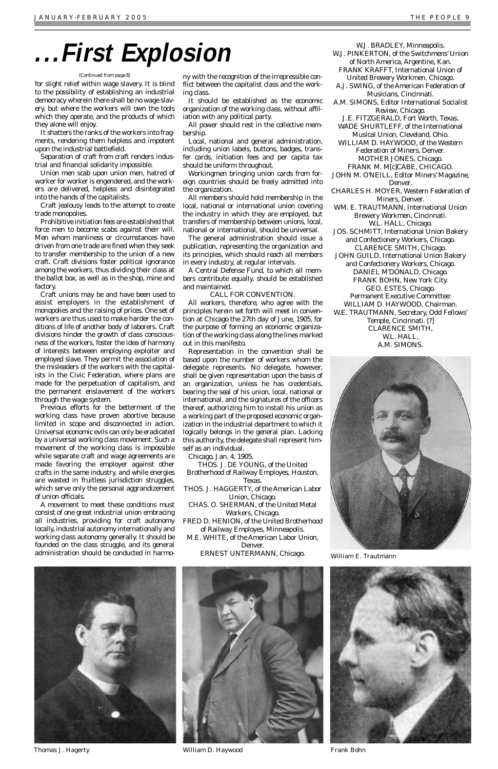# ...First Explosion

(Continued from page 8)

for slight relief within wage slavery. It is blind to the possibility of establishing an industrial democracy wherein there shall be no wage slavery, but where the workers will own the tools which they operate, and the products of which they alone will enjoy.

It shatters the ranks of the workers into fragments, rendering them helpless and impotent upon the industrial battlefield.

Separation of craft from craft renders industrial and financial solidarity impossible.

Union men scab upon union men, hatred of worker for worker is engendered, and the workers are delivered, helpless and disintegrated into the hands of the capitalists.

Craft jealousy leads to the attempt to create trade monopolies.

Prohibitive initiation fees are established that force men to become scabs against their will. Men whom manliness or circumstances have driven from one trade are fined when they seek to transfer membership to the union of a new craft. Craft divisions foster political ignorance among the workers, thus dividing their class at the ballot box, as well as in the shop, mine and factory.

Craft unions may be and have been used to assist employers in the establishment of monopolies and the raising of prices. One set of workers are thus used to make harder the conditions of life of another body of laborers. Craft divisions hinder the growth of class consciousness of the workers, foster the idea of harmony of interests between employing exploiter and employed slave. They permit the association of the misleaders of the workers with the capitalists in the Civic Federation, where plans are made for the perpetuation of capitalism, and the permanent enslavement of the workers through the wage system.

Previous efforts for the betterment of the working class have proven abortive because limited in scope and disconnected in action. Universal economic evils can only be eradicated by a universal working class movement. Such a movement of the working class is impossible while separate craft and wage agreements are made favoring the employer against other crafts in the same industry, and while energies are wasted in fruitless jurisdiction struggles, which serve only the personal aggrandizement of union officials.

A movement to meet these conditions must consist of one great industrial union embracing all industries, providing for craft autonomy locally, industrial autonomy internationally and working class autonomy generally. It should be founded on the class struggle, and its general administration should be conducted in harmony with the recognition of the irrepressible conflict between the capitalist class and the working class.

It should be established as the economic organization of the working class, without affiliation with any political party.

All power should rest in the collective membership.

Local, national and general administration, including union labels, buttons, badges, transfer cards, initiation fees and per capita tax should be uniform throughout.

Workingmen bringing union cards from foreign countries should be freely admitted into the organization.

All members should hold membership in the local, national or international union covering the industry in which they are employed, but transfers of membership between unions, local, national or international, should be universal.

The general administration should issue a publication, representing the organization and its principles, which should reach all members in every industry, at regular intervals.

A Central Defense Fund, to which all members contribute equally, should be established and maintained.

CALL FOR CONVENTION.

All workers, therefore, who agree with the principles herein set forth will meet in convention at Chicago the 27th day of June, 1905, for the purpose of forming an economic organization of the working class along the lines marked out in this manifesto.

Representation in the convention shall be based upon the number of workers whom the delegate represents. No delegate, however, shall be given representation upon the basis of an organization, unless he has credentials, bearing the seal of his union, local, national or international, and the signatures of the officers thereof, authorizing him to install his union as a working part of the proposed economic organization in the industrial department to which it logically belongs in the general plan. Lacking this authority, the delegate shall represent himself as an individual.

Chicago, Jan. 4, 1905.

THOS. J. DE YOUNG, of the United Brotherhood of Railway Employes, Houston, Texas.
THOS. J. HAGGERTY, of the American Labor Union, Chicago.
CHAS. O. SHERMAN, of the United Metal Workers, Chicago.
FRED D. HENION, of the United Brotherhood of Railway Employes, Minneapolis.
M.E. WHITE, of the American Labor Union, Denver.
ERNEST UNTERMANN, Chicago.
W.J. BRADLEY, Minneapolis.
W.J. PINKERTON, of the Switchmens' Union of North America, Argentine, Kan.
FRANK KRAFFT, International Union of United Brewery Workmen, Chicago.
A.J. SWING, of the American Federation of Musicians, Cincinnati.
A.M. SIMONS, Editor International Socialist Review, Chicago.
J.E. FITZGERALD, Fort Worth, Texas.
WADE SHURTLEFF, of the International Musical Union, Cleveland, Ohio.
WILLIAM D. HAYWOOD, of the Western Federation of Miners, Denver.
MOTHER JONES, Chicago.
FRANK M. M[c]CABE, CHICAGO.
JOHN M. O'NEILL, Editor Miners' Magazine, Denver.
CHARLES H. MOYER, Western Federation of Miners, Denver.
WM. E. TRAUTMANN, International Union Brewery Workmen, Cincinnati.
W.L. HALL, Chicago.
JOS. SCHMITT, International Union Bakery and Confectionery Workers, Chicago.
CLARENCE SMITH, Chicago.
JOHN GUILD, International Union Bakery and Confectionery Workers, Chicago.
DANIEL M'DONALD, Chicago.
FRANK BOHN, New York City.
GEO. ESTES, Chicago.
Permanent Executive Committee:
WILLIAM D. HAYWOOD, Chairman.
W.E. TRAUTMANN, Secretary, Odd Fellows' Temple, Cincinnati. [?]
CLARENCE SMITH,
W.L. HALL,
A.M. SIMONS.

William E. Trautmann

Thomas J. Hagerty

William D. Haywood

Frank Bohn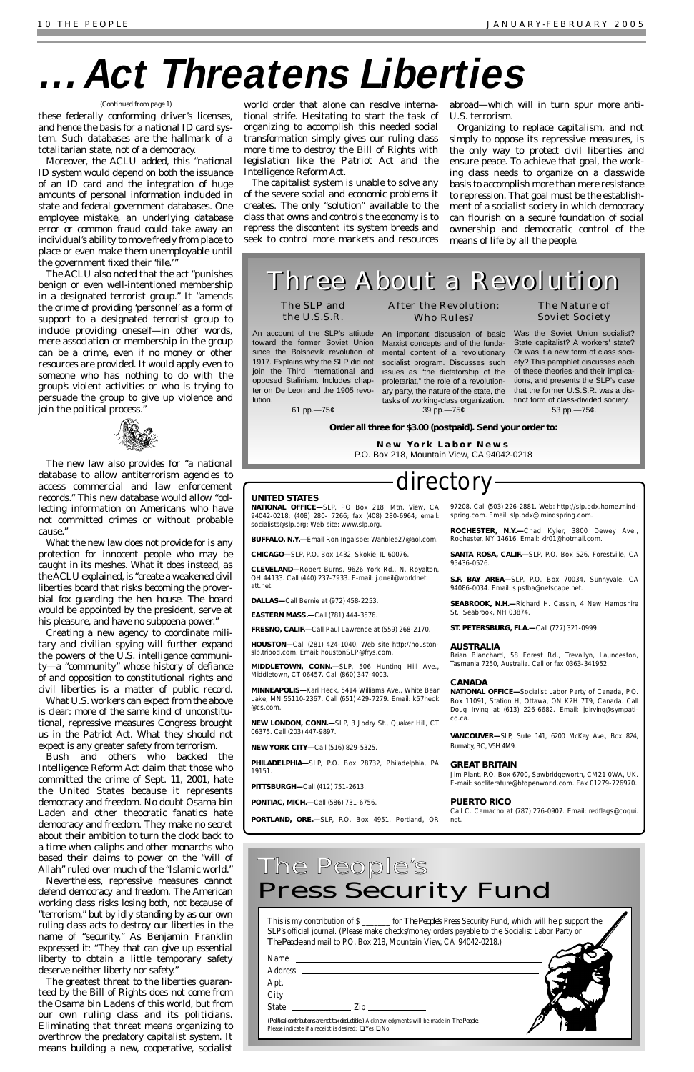# . . . Act Threatens Liberties

(Continued from page 1)

these federally conforming driver's licenses, and hence the basis for a national ID card system. Such databases are the hallmark of a totalitarian state, not of a democracy.

Moreover, the ACLU added, this "national ID system would depend on both the issuance of an ID card and the integration of huge amounts of personal information included in state and federal government databases. One employee mistake, an underlying database error or common fraud could take away an individual's ability to move freely from place to place or even make them unemployable until the government fixed their 'file.'"

The ACLU also noted that the act "punishes benign or even well-intentioned membership in a designated terrorist group." It "amends the crime of providing 'personnel' as a form of support to a designated terrorist group to include providing oneself—in other words, mere association or membership in the group can be a crime, even if no money or other resources are provided. It would apply even to someone who has nothing to do with the group's violent activities or who is trying to persuade the group to give up violence and join the political process."

The new law also provides for "a national database to allow antiterrorism agencies to access commercial and law enforcement records." This new database would allow "collecting information on Americans who have not committed crimes or without probable cause."

What the new law does not provide for is any protection for innocent people who may be caught in its meshes. What it does instead, as the ACLU explained, is "create a weakened civil liberties board that risks becoming the proverbial fox guarding the hen house. The board would be appointed by the president, serve at his pleasure, and have no subpoena power."

Creating a new agency to coordinate military and civilian spying will further expand the powers of the U.S. intelligence community—a "community" whose history of defiance of and opposition to constitutional rights and civil liberties is a matter of public record.

What U.S. workers can expect from the above is clear: more of the same kind of unconstitutional, repressive measures Congress brought us in the Patriot Act. What they should not expect is any greater safety from terrorism.

Bush and others who backed the Intelligence Reform Act claim that those who committed the crime of Sept. 11, 2001, hate the United States because it represents democracy and freedom. No doubt Osama bin Laden and other theocratic fanatics hate democracy and freedom. They make no secret about their ambition to turn the clock back to a time when caliphs and other monarchs who based their claims to power on the "will of Allah" ruled over much of the "Islamic world."

Nevertheless, repressive measures cannot defend democracy and freedom. The American working class risks losing both, not because of "terrorism," but by idly standing by as our own ruling class acts to destroy our liberties in the name of "security." As Benjamin Franklin expressed it: "They that can give up essential liberty to obtain a little temporary safety deserve neither liberty nor safety."

The greatest threat to the liberties guaranteed by the Bill of Rights does not come from the Osama bin Ladens of this world, but from our own ruling class and its politicians. Eliminating that threat means organizing to overthrow the predatory capitalist system. It means building a new, cooperative, socialist world order that alone can resolve international strife. Hesitating to start the task of organizing to accomplish this needed social transformation simply gives our ruling class more time to destroy the Bill of Rights with legislation like the Patriot Act and the Intelligence Reform Act.

The capitalist system is unable to solve any of the severe social and economic problems it creates. The only "solution" available to the class that owns and controls the economy is to repress the discontent its system breeds and seek to control more markets and resources abroad—which will in turn spur more anti-U.S. terrorism.

Organizing to replace capitalism, and not simply to oppose its repressive measures, is the only way to protect civil liberties and ensure peace. To achieve that goal, the working class needs to organize on a classwide basis to accomplish more than mere resistance to repression. That goal must be the establishment of a socialist society in which democracy can flourish on a secure foundation of social ownership and democratic control of the means of life by all the people.

## Three About a Revolution

**The SLP and the U.S.S.R.**

An account of the SLP's attitude toward the former Soviet Union since the Bolshevik revolution of 1917. Explains why the SLP did not join the Third International and opposed Stalinism. Includes chapter on De Leon and the 1905 revolution.
61 pp.—75¢

**After the Revolution: Who Rules?**

An important discussion of basic Marxist concepts and of the fundamental content of a revolutionary socialist program. Discusses such issues as "the dictatorship of the proletariat," the role of a revolutionary party, the nature of the state, the tasks of working-class organization.
39 pp.—75¢

**The Nature of Soviet Society**

Was the Soviet Union socialist? State capitalist? A workers' state? Or was it a new form of class society? This pamphlet discusses each of these theories and their implications, and presents the SLP's case that the former U.S.S.R. was a distinct form of class-divided society.
53 pp.—75¢.

**Order all three for $3.00 (postpaid). Send your order to:**

**New York Labor News**
P.O. Box 218, Mountain View, CA 94042-0218

## directory

### UNITED STATES

**NATIONAL OFFICE—**SLP, PO Box 218, Mtn. View, CA 94042-0218; (408) 280- 7266; fax (408) 280-6964; email: socialists@slp.org; Web site: www.slp.org.

**BUFFALO, N.Y.—**Email Ron Ingalsbe: Wanblee27@aol.com.

**CHICAGO—**SLP, P.O. Box 1432, Skokie, IL 60076.

**CLEVELAND—**Robert Burns, 9626 York Rd., N. Royalton, OH 44133. Call (440) 237-7933. E-mail: j.oneil@worldnet.att.net.

**DALLAS—**Call Bernie at (972) 458-2253.

**EASTERN MASS.—**Call (781) 444-3576.

**FRESNO, CALIF.—**Call Paul Lawrence at (559) 268-2170.

**HOUSTON—**Call (281) 424-1040. Web site http://houston-slp.tripod.com. Email: houstonSLP@frys.com.

**MIDDLETOWN, CONN.—**SLP, 506 Hunting Hill Ave., Middletown, CT 06457. Call (860) 347-4003.

**MINNEAPOLIS—**Karl Heck, 5414 Williams Ave., White Bear Lake, MN 55110-2367. Call (651) 429-7279. Email: k57heck@cs.com.

**NEW LONDON, CONN.—**SLP, 3 Jodry St., Quaker Hill, CT 06375. Call (203) 447-9897.

**NEW YORK CITY—**Call (516) 829-5325.

**PHILADELPHIA—**SLP, P.O. Box 28732, Philadelphia, PA 19151.

**PITTSBURGH—**Call (412) 751-2613.

**PONTIAC, MICH.—**Call (586) 731-6756.

**PORTLAND, ORE.—**SLP, P.O. Box 4951, Portland, OR 97208. Call (503) 226-2881. Web: http://slp.pdx.home.mindspring.com. Email: slp.pdx@mindspring.com.

**ROCHESTER, N.Y.—**Chad Kyler, 3800 Dewey Ave., Rochester, NY 14616. Email: klr01@hotmail.com.

**SANTA ROSA, CALIF.—**SLP, P.O. Box 526, Forestville, CA 95436-0526.

**S.F. BAY AREA—**SLP, P.O. Box 70034, Sunnyvale, CA 94086-0034. Email: slpsfba@netscape.net.

**SEABROOK, N.H.—**Richard H. Cassin, 4 New Hampshire St., Seabrook, NH 03874.

**ST. PETERSBURG, FLA.—**Call (727) 321-0999.

### AUSTRALIA

Brian Blanchard, 58 Forest Rd., Trevallyn, Launceston, Tasmania 7250, Australia. Call or fax 0363-341952.

### CANADA

**NATIONAL OFFICE—**Socialist Labor Party of Canada, P.O. Box 11091, Station H, Ottawa, ON K2H 7T9, Canada. Call Doug Irving at (613) 226-6682. Email: jdirving@sympatico.ca.

**VANCOUVER—**SLP, Suite 141, 6200 McKay Ave., Box 824, Burnaby, BC, V5H 4M9.

### GREAT BRITAIN

Jim Plant, P.O. Box 6700, Sawbridgeworth, CM21 0WA, UK. E-mail: socliterature@btopenworld.com. Fax 01279-726970.

### PUERTO RICO

Call C. Camacho at (787) 276-0907. Email: redflags@coqui.net.

## The People's Press Security Fund

This is my contribution of $ _______ for *The People's* Press Security Fund, which will help support the SLP's official journal. (Please make checks/money orders payable to the Socialist Labor Party or *The People* and mail to P.O. Box 218, Mountain View, CA 94042-0218.)

Name ____________________

Address ____________________

Apt. ____________________

City ____________________

State __________ Zip __________

(Political contributions are not tax deductible.) Acknowledgments will be made in *The People*. Please indicate if a receipt is desired: ❑ Yes ❑ No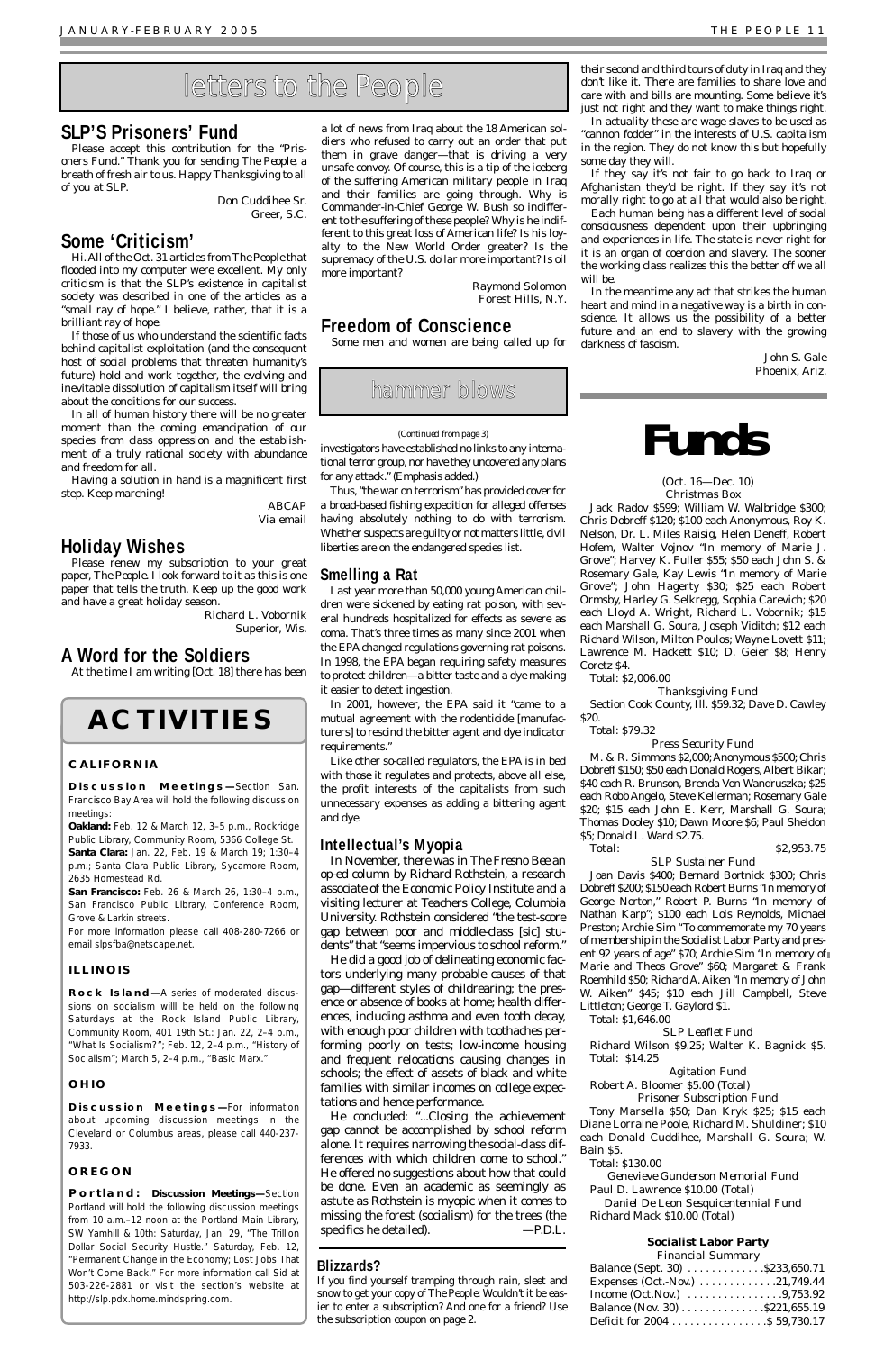# letters to the People

## SLP'S Prisoners' Fund

Please accept this contribution for the "Prisoners Fund." Thank you for sending *The People*, a breath of fresh air to us. Happy Thanksgiving to all of you at SLP.

Don Cuddihee Sr.
Greer, S.C.

## Some 'Criticism'

Hi. All of the Oct. 31 articles from *The People* that flooded into my computer were excellent. My only criticism is that the SLP's existence in capitalist society was described in one of the articles as a "small ray of hope." I believe, rather, that it is a brilliant ray of hope.

If those of us who understand the scientific facts behind capitalist exploitation (and the consequent host of social problems that threaten humanity's future) hold and work together, the evolving and inevitable dissolution of capitalism itself will bring about the conditions for our success.

In all of human history there will be no greater moment than the coming emancipation of our species from class oppression and the establishment of a truly rational society with abundance and freedom for all.

Having a solution in hand is a magnificent first step. Keep marching!

ABCAP
Via email

## Holiday Wishes

Please renew my subscription to your great paper, *The People*. I look forward to it as this is one paper that tells the truth. Keep up the good work and have a great holiday season.

Richard L. Vobornik
Superior, Wis.

## A Word for the Soldiers

At the time I am writing [Oct. 18] there has been a lot of news from Iraq about the 18 American soldiers who refused to carry out an order that put them in grave danger—that is driving a very unsafe convoy. Of course, this is a tip of the iceberg of the suffering American military people in Iraq and their families are going through. Why is Commander-in-Chief George W. Bush so indifferent to the suffering of these people? Why is he indifferent to this great loss of American life? Is his loyalty to the New World Order greater? Is the supremacy of the U.S. dollar more important? Is oil more important?

Raymond Solomon
Forest Hills, N.Y.

## Freedom of Conscience

Some men and women are being called up for their second and third tours of duty in Iraq and they don't like it. There are families to share love and care with and bills are mounting. Some believe it's just not right and they want to make things right.

In actuality these are wage slaves to be used as "cannon fodder" in the interests of U.S. capitalism in the region. They do not know this but hopefully some day they will.

If they say it's not fair to go back to Iraq or Afghanistan they'd be right. If they say it's not morally right to go at all that would also be right.

Each human being has a different level of social consciousness dependent upon their upbringing and experiences in life. The state is never right for it is an organ of coercion and slavery. The sooner the working class realizes this the better off we all will be.

In the meantime any act that strikes the human heart and mind in a negative way is a birth in conscience. It allows us the possibility of a better future and an end to slavery with the growing darkness of fascism.

John S. Gale
Phoenix, Ariz.

# ACTIVITIES

### CALIFORNIA

**Discussion Meetings**—Section San Francisco Bay Area will hold the following discussion meetings:

**Oakland:** Feb. 12 & March 12, 3–5 p.m., Rockridge Public Library, Community Room, 5366 College St.

**Santa Clara:** Jan. 22, Feb. 19 & March 19; 1:30–4 p.m.; Santa Clara Public Library, Sycamore Room, 2635 Homestead Rd.

**San Francisco:** Feb. 26 & March 26, 1:30–4 p.m., San Francisco Public Library, Conference Room, Grove & Larkin streets.

For more information please call 408-280-7266 or email slpsfba@netscape.net.

### ILLINOIS

**Rock Island**—A series of moderated discussions on socialism willl be held on the following Saturdays at the Rock Island Public Library, Community Room, 401 19th St.: Jan. 22, 2–4 p.m., "What Is Socialism?"; Feb. 12, 2–4 p.m., "History of Socialism"; March 5, 2–4 p.m., "Basic Marx."

### OHIO

**Discussion Meetings**—For information about upcoming discussion meetings in the Cleveland or Columbus areas, please call 440-237-7933.

### OREGON

**Portland: Discussion Meetings**—Section Portland will hold the following discussion meetings from 10 a.m.–12 noon at the Portland Main Library, SW Yamhill & 10th: Saturday, Jan. 29, "The Trillion Dollar Social Security Hustle." Saturday, Feb. 12, "Permanent Change in the Economy; Lost Jobs That Won't Come Back." For more information call Sid at 503-226-2881 or visit the section's website at http://slp.pdx.home.mindspring.com.

# hammer blows

(Continued from page 3)

investigators have established no links to any international terror group, nor have they uncovered any plans for any attack." (Emphasis added.)

Thus, "the war on terrorism" has provided cover for a broad-based fishing expedition for alleged offenses having absolutely nothing to do with terrorism. Whether suspects are guilty or not matters little, civil liberties are on the endangered species list.

## Smelling a Rat

Last year more than 50,000 young American children were sickened by eating rat poison, with several hundreds hospitalized for effects as severe as coma. That's three times as many since 2001 when the EPA changed regulations governing rat poisons. In 1998, the EPA began requiring safety measures to protect children—a bitter taste and a dye making it easier to detect ingestion.

In 2001, however, the EPA said it "came to a mutual agreement with the rodenticide [manufacturers] to rescind the bitter agent and dye indicator requirements."

Like other so-called regulators, the EPA is in bed with those it regulates and protects, above all else, the profit interests of the capitalists from such unnecessary expenses as adding a bittering agent and dye.

## Intellectual's Myopia

In November, there was in *The Fresno Bee* an op-ed column by Richard Rothstein, a research associate of the Economic Policy Institute and a visiting lecturer at Teachers College, Columbia University. Rothstein considered "the test-score gap between poor and middle-class [sic] students" that "seems impervious to school reform."

He did a good job of delineating economic factors underlying many probable causes of that gap—different styles of childrearing; the presence or absence of books at home; health differences, including asthma and even tooth decay, with enough poor children with toothaches performing poorly on tests; low-income housing and frequent relocations causing changes in schools; the effect of assets of black and white families with similar incomes on college expectations and hence performance.

He concluded: "...Closing the achievement gap cannot be accomplished by school reform alone. It requires narrowing the social-class differences with which children come to school." He offered no suggestions about how that could be done. Even an academic as seemingly as astute as Rothstein is myopic when it comes to missing the forest (socialism) for the trees (the specifics he detailed). —P.D.L.

## Blizzards?

If you find yourself tramping through rain, sleet and snow to get your copy of *The People*. Wouldn't it be easier to enter a subscription? And one for a friend? Use the subscription coupon on page 2.

# Funds

(Oct. 16—Dec. 10)

Christmas Box

Jack Radov $599; William W. Walbridge $300; Chris Dobreff $120; $100 each Anonymous, Roy K. Nelson, Dr. L. Miles Raisig, Helen Deneff, Robert Hofem, Walter Vojnov "In memory of Marie J. Grove"; Harvey K. Fuller $55; $50 each John S. & Rosemary Gale, Kay Lewis "In memory of Marie Grove"; John Hagerty $30; $25 each Robert Ormsby, Harley G. Selkregg, Sophia Carevich; $20 each Lloyd A. Wright, Richard L. Vobornik; $15 each Marshall G. Soura, Joseph Viditch; $12 each Richard Wilson, Milton Poulos; Wayne Lovett $11; Lawrence M. Hackett $10; D. Geier $8; Henry Coretz $4.

Total: $2,006.00

Thanksgiving Fund

Section Cook County, Ill. $59.32; Dave D. Cawley $20.

Total: $79.32

Press Security Fund

M. & R. Simmons $2,000; Anonymous $500; Chris Dobreff $150; $50 each Donald Rogers, Albert Bikar; $40 each R. Brunson, Brenda Von Wandruszka; $25 each Robb Angelo, Steve Kellerman; Rosemary Gale $20; $15 each John E. Kerr, Marshall G. Soura; Thomas Dooley $10; Dawn Moore $6; Paul Sheldon $5; Donald L. Ward $2.75.

Total: $2,953.75

SLP Sustainer Fund

Joan Davis $400; Bernard Bortnick $300; Chris Dobreff $200; $150 each Robert Burns "In memory of George Norton," Robert P. Burns "In memory of Nathan Karp"; $100 each Lois Reynolds, Michael Preston; Archie Sim "To commemorate my 70 years of membership in the Socialist Labor Party and present 92 years of age" $70; Archie Sim "In memory of Marie and Theos Grove" $60; Margaret & Frank Roemhild $50; Richard A. Aiken "In memory of John W. Aiken" $45; $10 each Jill Campbell, Steve Littleton; George T. Gaylord $1.

Total: $1,646.00

SLP Leaflet Fund

Richard Wilson $9.25; Walter K. Bagnick $5.

Total: $14.25

Agitation Fund

Robert A. Bloomer $5.00 (Total)

Prisoner Subscription Fund

Tony Marsella $50; Dan Kryk $25; $15 each Diane Lorraine Poole, Richard M. Shuldiner; $10 each Donald Cuddihee, Marshall G. Soura; W. Bain $5.

Total: $130.00

Genevieve Gunderson Memorial Fund

Paul D. Lawrence $10.00 (Total)

Daniel De Leon Sesquicentennial Fund

Richard Mack $10.00 (Total)

**Socialist Labor Party**
Financial Summary

| | |
|---|---|
| Balance (Sept. 30) | $233,650.71 |
| Expenses (Oct.-Nov.) | 21,749.44 |
| Income (Oct.Nov.) | 9,753.92 |
| Balance (Nov. 30) | $221,655.19 |
| Deficit for 2004 | $ 59,730.17 |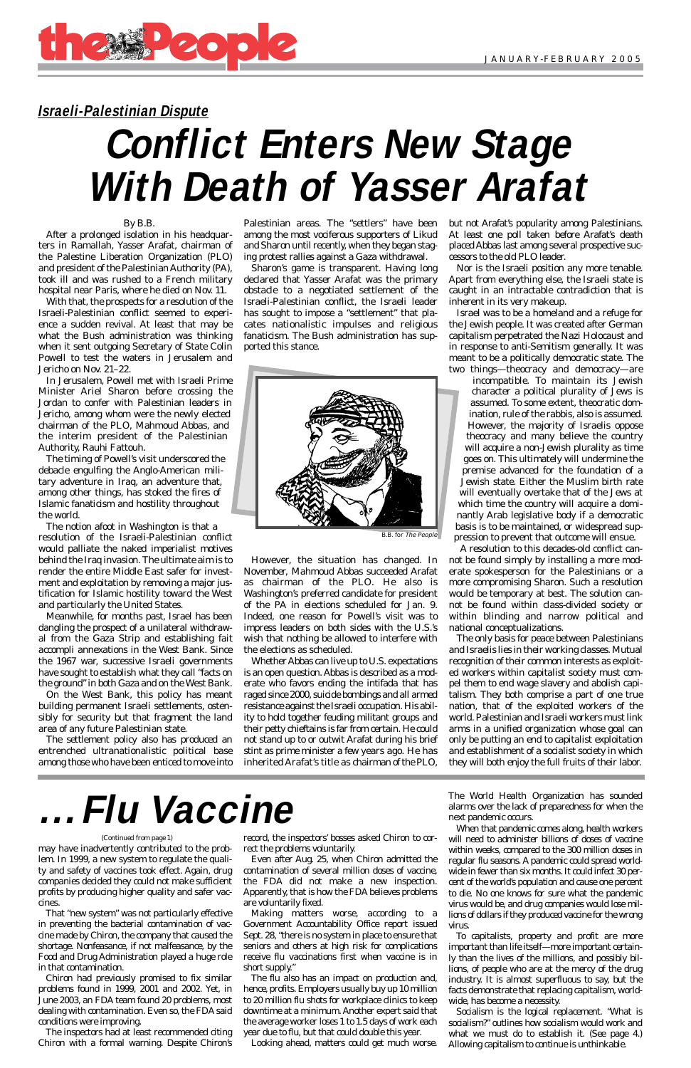## *Israeli-Palestinian Dispute*

# Conflict Enters New Stage With Death of Yasser Arafat

By B.B.

After a prolonged isolation in his headquarters in Ramallah, Yasser Arafat, chairman of the Palestine Liberation Organization (PLO) and president of the Palestinian Authority (PA), took ill and was rushed to a French military hospital near Paris, where he died on Nov. 11.

With that, the prospects for a resolution of the Israeli-Palestinian conflict seemed to experience a sudden revival. At least that may be what the Bush administration was thinking when it sent outgoing Secretary of State Colin Powell to test the waters in Jerusalem and Jericho on Nov. 21–22.

In Jerusalem, Powell met with Israeli Prime Minister Ariel Sharon before crossing the Jordan to confer with Palestinian leaders in Jericho, among whom were the newly elected chairman of the PLO, Mahmoud Abbas, and the interim president of the Palestinian Authority, Rauhi Fattouh.

The timing of Powell's visit underscored the debacle engulfing the Anglo-American military adventure in Iraq, an adventure that, among other things, has stoked the fires of Islamic fanaticism and hostility throughout the world.

The notion afoot in Washington is that a resolution of the Israeli-Palestinian conflict would palliate the naked imperialist motives behind the Iraq invasion. The ultimate aim is to render the entire Middle East safer for investment and exploitation by removing a major justification for Islamic hostility toward the West and particularly the United States.

Meanwhile, for months past, Israel has been dangling the prospect of a unilateral withdrawal from the Gaza Strip and establishing fait accompli annexations in the West Bank. Since the 1967 war, successive Israeli governments have sought to establish what they call "facts on the ground" in both Gaza and on the West Bank.

On the West Bank, this policy has meant building permanent Israeli settlements, ostensibly for security but that fragment the land area of any future Palestinian state.

The settlement policy also has produced an entrenched ultranationalistic political base among those who have been enticed to move into Palestinian areas. The "settlers" have been among the most vociferous supporters of Likud and Sharon until recently, when they began staging protest rallies against a Gaza withdrawal.

Sharon's game is transparent. Having long declared that Yasser Arafat was the primary obstacle to a negotiated settlement of the Israeli-Palestinian conflict, the Israeli leader has sought to impose a "settlement" that placates nationalistic impulses and religious fanaticism. The Bush administration has supported this stance.

B.B. for *The People*

However, the situation has changed. In November, Mahmoud Abbas succeeded Arafat as chairman of the PLO. He also is Washington's preferred candidate for president of the PA in elections scheduled for Jan. 9. Indeed, one reason for Powell's visit was to impress leaders on both sides with the U.S.'s wish that nothing be allowed to interfere with the elections as scheduled.

Whether Abbas can live up to U.S. expectations is an open question. Abbas is described as a moderate who favors ending the intifada that has raged since 2000, suicide bombings and all armed resistance against the Israeli occupation. His ability to hold together feuding militant groups and their petty chieftains is far from certain. He could not stand up to or outwit Arafat during his brief stint as prime minister a few years ago. He has inherited Arafat's title as chairman of the PLO, but not Arafat's popularity among Palestinians. At least one poll taken before Arafat's death placed Abbas last among several prospective successors to the old PLO leader.

Nor is the Israeli position any more tenable. Apart from everything else, the Israeli state is caught in an intractable contradiction that is inherent in its very makeup.

Israel was to be a homeland and a refuge for the Jewish people. It was created after German capitalism perpetrated the Nazi Holocaust and in response to anti-Semitism generally. It was meant to be a politically democratic state. The two things—theocracy and democracy—are incompatible. To maintain its Jewish character a political plurality of Jews is assumed. To some extent, theocratic domination, rule of the rabbis, also is assumed. However, the majority of Israelis oppose theocracy and many believe the country will acquire a non-Jewish plurality as time goes on. This ultimately will undermine the premise advanced for the foundation of a Jewish state. Either the Muslim birth rate will eventually overtake that of the Jews at which time the country will acquire a dominantly Arab legislative body if a democratic basis is to be maintained, or widespread suppression to prevent that outcome will ensue.

A resolution to this decades-old conflict cannot be found simply by installing a more moderate spokesperson for the Palestinians or a more compromising Sharon. Such a resolution would be temporary at best. The solution cannot be found within class-divided society or within blinding and narrow political and national conceptualizations.

The only basis for peace between Palestinians and Israelis lies in their working classes. Mutual recognition of their common interests as exploited workers within capitalist society must compel them to end wage slavery and abolish capitalism. They both comprise a part of one true nation, that of the exploited workers of the world. Palestinian and Israeli workers must link arms in a unified organization whose goal can only be putting an end to capitalist exploitation and establishment of a socialist society in which they will both enjoy the full fruits of their labor.

# . . . Flu Vaccine

(Continued from page 1)

may have inadvertently contributed to the problem. In 1999, a new system to regulate the quality and safety of vaccines took effect. Again, drug companies decided they could not make sufficient profits by producing higher quality and safer vaccines.

That "new system" was not particularly effective in preventing the bacterial contamination of vaccine made by Chiron, the company that caused the shortage. Nonfeasance, if not malfeasance, by the Food and Drug Administration played a huge role in that contamination.

Chiron had previously promised to fix similar problems found in 1999, 2001 and 2002. Yet, in June 2003, an FDA team found 20 problems, most dealing with contamination. Even so, the FDA said conditions were improving.

The inspectors had at least recommended citing Chiron with a formal warning. Despite Chiron's record, the inspectors' bosses asked Chiron to correct the problems voluntarily.

Even after Aug. 25, when Chiron admitted the contamination of several million doses of vaccine, the FDA did not make a new inspection. Apparently, that is how the FDA believes problems are voluntarily fixed.

Making matters worse, according to a Government Accountability Office report issued Sept. 28, "there is no system in place to ensure that seniors and others at high risk for complications receive flu vaccinations first when vaccine is in short supply."

The flu also has an impact on production and, hence, profits. Employers usually buy up 10 million to 20 million flu shots for workplace clinics to keep downtime at a minimum. Another expert said that the average worker loses 1 to 1.5 days of work each year due to flu, but that could double this year.

Looking ahead, matters could get much worse. The World Health Organization has sounded alarms over the lack of preparedness for when the next pandemic occurs.

When that pandemic comes along, health workers will need to administer billions of doses of vaccine within weeks, compared to the 300 million doses in regular flu seasons. A pandemic could spread worldwide in fewer than six months. It could infect 30 percent of the world's population and cause one percent of the infected to die. No one knows for sure what the pandemic virus would be, and drug companies would lose millions of dollars if they produced vaccine for the wrong virus.

To capitalists, property and profit are more important than life itself—more important certainly than the lives of the millions, and possibly billions, of people who are at the mercy of the drug industry. It is almost superfluous to say, but the facts demonstrate that replacing capitalism, worldwide, has become a necessity.

Socialism is the logical replacement. "What is socialism?" outlines how socialism would work and what we must do to establish it. (See page 4.) Allowing capitalism to continue is unthinkable.